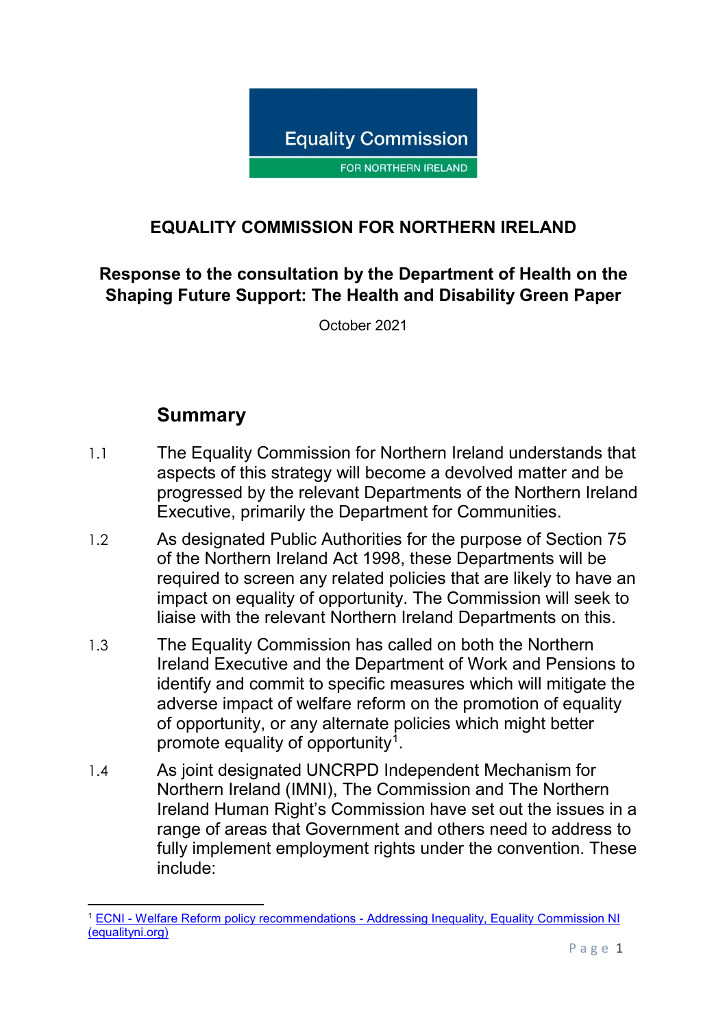Equality Commission

FOR NORTHERN IRELAND

# EQUALITY COMMISSION FOR NORTHERN IRELAND

## Response to the consultation by the Department of Health on the Shaping Future Support: The Health and Disability Green Paper

October 2021

## Summary

1.1 The Equality Commission for Northern Ireland understands that aspects of this strategy will become a devolved matter and be progressed by the relevant Departments of the Northern Ireland Executive, primarily the Department for Communities.

1.2 As designated Public Authorities for the purpose of Section 75 of the Northern Ireland Act 1998, these Departments will be required to screen any related policies that are likely to have an impact on equality of opportunity. The Commission will seek to liaise with the relevant Northern Ireland Departments on this.

1.3 The Equality Commission has called on both the Northern Ireland Executive and the Department of Work and Pensions to identify and commit to specific measures which will mitigate the adverse impact of welfare reform on the promotion of equality of opportunity, or any alternate policies which might better promote equality of opportunity[1].

1.4 As joint designated UNCRPD Independent Mechanism for Northern Ireland (IMNI), The Commission and The Northern Ireland Human Right's Commission have set out the issues in a range of areas that Government and others need to address to fully implement employment rights under the convention. These include:

[1] ECNI - Welfare Reform policy recommendations - Addressing Inequality, Equality Commission NI (equalityni.org)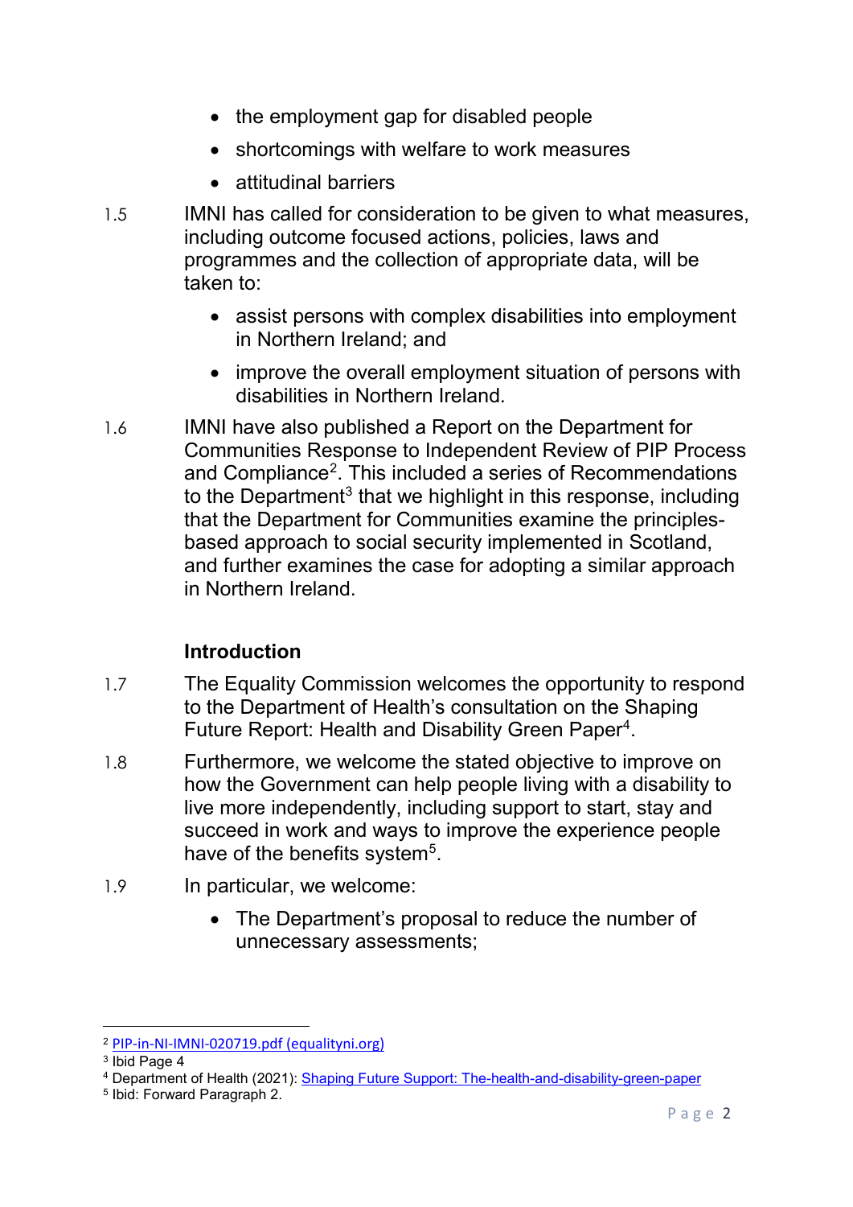- the employment gap for disabled people
- shortcomings with welfare to work measures
- attitudinal barriers

1.5 IMNI has called for consideration to be given to what measures, including outcome focused actions, policies, laws and programmes and the collection of appropriate data, will be taken to:

- assist persons with complex disabilities into employment in Northern Ireland; and
- improve the overall employment situation of persons with disabilities in Northern Ireland.

1.6 IMNI have also published a Report on the Department for Communities Response to Independent Review of PIP Process and Compliance[2]. This included a series of Recommendations to the Department[3] that we highlight in this response, including that the Department for Communities examine the principles-based approach to social security implemented in Scotland, and further examines the case for adopting a similar approach in Northern Ireland.

## Introduction

1.7 The Equality Commission welcomes the opportunity to respond to the Department of Health's consultation on the Shaping Future Report: Health and Disability Green Paper[4].

1.8 Furthermore, we welcome the stated objective to improve on how the Government can help people living with a disability to live more independently, including support to start, stay and succeed in work and ways to improve the experience people have of the benefits system[5].

1.9 In particular, we welcome:

- The Department's proposal to reduce the number of unnecessary assessments;

---

[2] PIP-in-NI-IMNI-020719.pdf (equalityni.org)

[3] Ibid Page 4

[4] Department of Health (2021): Shaping Future Support: The-health-and-disability-green-paper

[5] Ibid: Forward Paragraph 2.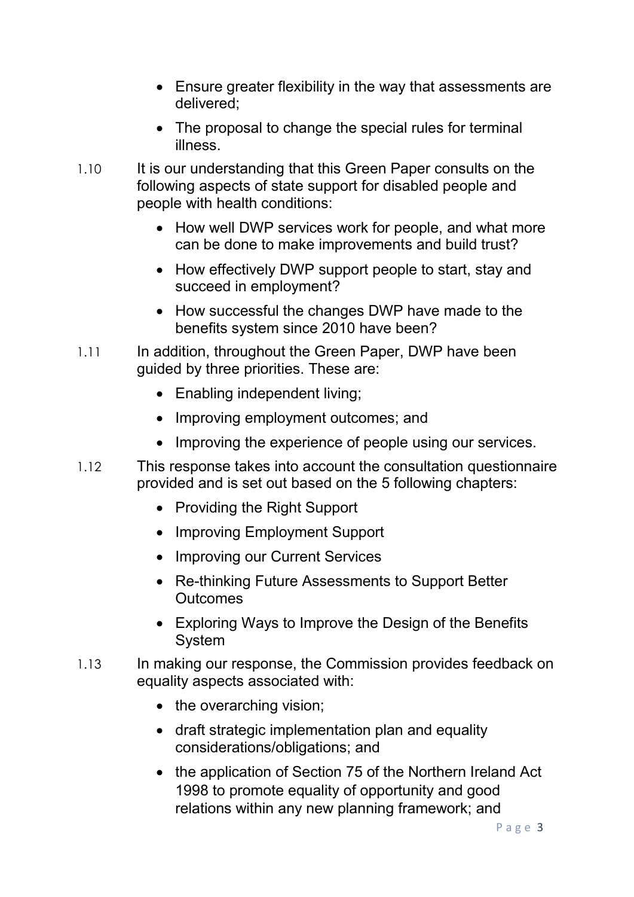- Ensure greater flexibility in the way that assessments are delivered;
- The proposal to change the special rules for terminal illness.

1.10 It is our understanding that this Green Paper consults on the following aspects of state support for disabled people and people with health conditions:

- How well DWP services work for people, and what more can be done to make improvements and build trust?
- How effectively DWP support people to start, stay and succeed in employment?
- How successful the changes DWP have made to the benefits system since 2010 have been?

1.11 In addition, throughout the Green Paper, DWP have been guided by three priorities. These are:

- Enabling independent living;
- Improving employment outcomes; and
- Improving the experience of people using our services.

1.12 This response takes into account the consultation questionnaire provided and is set out based on the 5 following chapters:

- Providing the Right Support
- Improving Employment Support
- Improving our Current Services
- Re-thinking Future Assessments to Support Better Outcomes
- Exploring Ways to Improve the Design of the Benefits System

1.13 In making our response, the Commission provides feedback on equality aspects associated with:

- the overarching vision;
- draft strategic implementation plan and equality considerations/obligations; and
- the application of Section 75 of the Northern Ireland Act 1998 to promote equality of opportunity and good relations within any new planning framework; and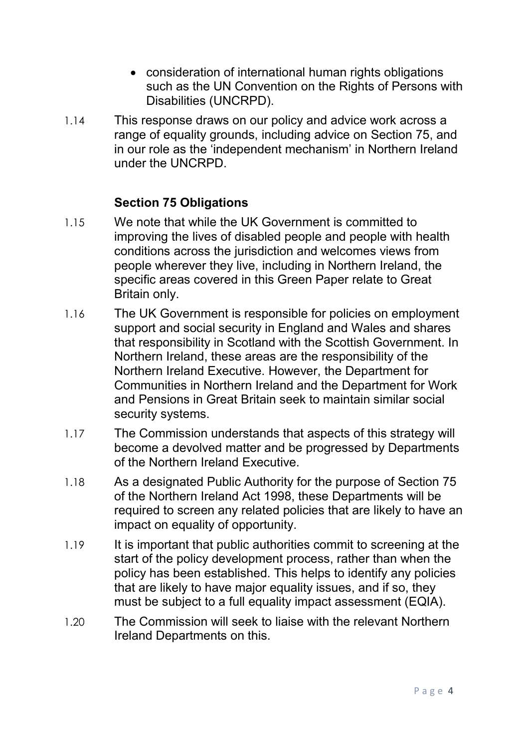- consideration of international human rights obligations such as the UN Convention on the Rights of Persons with Disabilities (UNCRPD).

1.14 This response draws on our policy and advice work across a range of equality grounds, including advice on Section 75, and in our role as the 'independent mechanism' in Northern Ireland under the UNCRPD.

### Section 75 Obligations

1.15 We note that while the UK Government is committed to improving the lives of disabled people and people with health conditions across the jurisdiction and welcomes views from people wherever they live, including in Northern Ireland, the specific areas covered in this Green Paper relate to Great Britain only.

1.16 The UK Government is responsible for policies on employment support and social security in England and Wales and shares that responsibility in Scotland with the Scottish Government. In Northern Ireland, these areas are the responsibility of the Northern Ireland Executive. However, the Department for Communities in Northern Ireland and the Department for Work and Pensions in Great Britain seek to maintain similar social security systems.

1.17 The Commission understands that aspects of this strategy will become a devolved matter and be progressed by Departments of the Northern Ireland Executive.

1.18 As a designated Public Authority for the purpose of Section 75 of the Northern Ireland Act 1998, these Departments will be required to screen any related policies that are likely to have an impact on equality of opportunity.

1.19 It is important that public authorities commit to screening at the start of the policy development process, rather than when the policy has been established. This helps to identify any policies that are likely to have major equality issues, and if so, they must be subject to a full equality impact assessment (EQIA).

1.20 The Commission will seek to liaise with the relevant Northern Ireland Departments on this.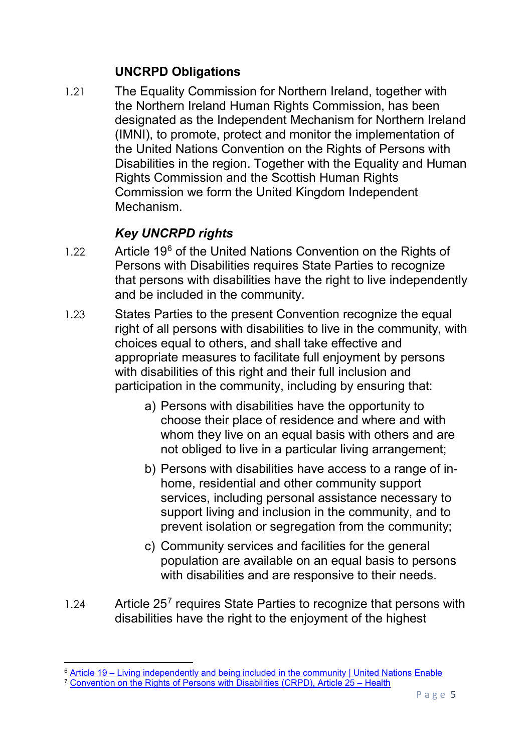## UNCRPD Obligations

1.21 The Equality Commission for Northern Ireland, together with the Northern Ireland Human Rights Commission, has been designated as the Independent Mechanism for Northern Ireland (IMNI), to promote, protect and monitor the implementation of the United Nations Convention on the Rights of Persons with Disabilities in the region. Together with the Equality and Human Rights Commission and the Scottish Human Rights Commission we form the United Kingdom Independent Mechanism.

### *Key UNCRPD rights*

1.22 Article 19[6] of the United Nations Convention on the Rights of Persons with Disabilities requires State Parties to recognize that persons with disabilities have the right to live independently and be included in the community.

1.23 States Parties to the present Convention recognize the equal right of all persons with disabilities to live in the community, with choices equal to others, and shall take effective and appropriate measures to facilitate full enjoyment by persons with disabilities of this right and their full inclusion and participation in the community, including by ensuring that:

a) Persons with disabilities have the opportunity to choose their place of residence and where and with whom they live on an equal basis with others and are not obliged to live in a particular living arrangement;

b) Persons with disabilities have access to a range of in-home, residential and other community support services, including personal assistance necessary to support living and inclusion in the community, and to prevent isolation or segregation from the community;

c) Community services and facilities for the general population are available on an equal basis to persons with disabilities and are responsive to their needs.

1.24 Article 25[7] requires State Parties to recognize that persons with disabilities have the right to the enjoyment of the highest

---

[6] Article 19 – Living independently and being included in the community | United Nations Enable

[7] Convention on the Rights of Persons with Disabilities (CRPD), Article 25 – Health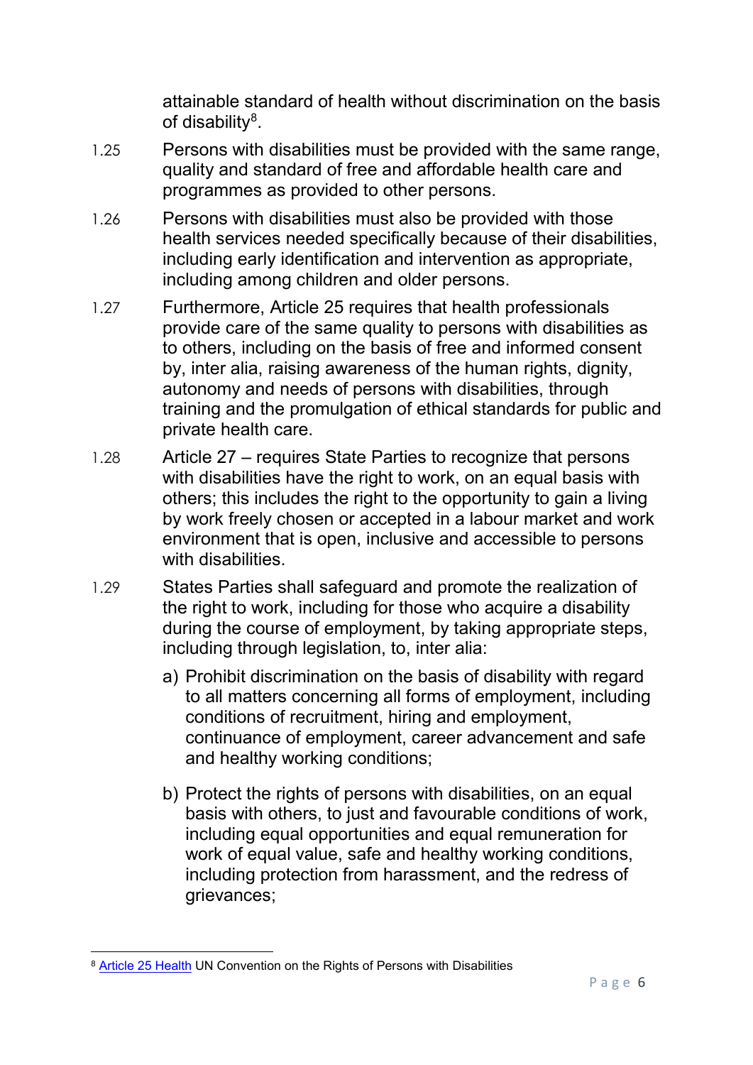attainable standard of health without discrimination on the basis of disability[8].

1.25 Persons with disabilities must be provided with the same range, quality and standard of free and affordable health care and programmes as provided to other persons.

1.26 Persons with disabilities must also be provided with those health services needed specifically because of their disabilities, including early identification and intervention as appropriate, including among children and older persons.

1.27 Furthermore, Article 25 requires that health professionals provide care of the same quality to persons with disabilities as to others, including on the basis of free and informed consent by, inter alia, raising awareness of the human rights, dignity, autonomy and needs of persons with disabilities, through training and the promulgation of ethical standards for public and private health care.

1.28 Article 27 – requires State Parties to recognize that persons with disabilities have the right to work, on an equal basis with others; this includes the right to the opportunity to gain a living by work freely chosen or accepted in a labour market and work environment that is open, inclusive and accessible to persons with disabilities.

1.29 States Parties shall safeguard and promote the realization of the right to work, including for those who acquire a disability during the course of employment, by taking appropriate steps, including through legislation, to, inter alia:

a) Prohibit discrimination on the basis of disability with regard to all matters concerning all forms of employment, including conditions of recruitment, hiring and employment, continuance of employment, career advancement and safe and healthy working conditions;

b) Protect the rights of persons with disabilities, on an equal basis with others, to just and favourable conditions of work, including equal opportunities and equal remuneration for work of equal value, safe and healthy working conditions, including protection from harassment, and the redress of grievances;

---

[8] Article 25 Health UN Convention on the Rights of Persons with Disabilities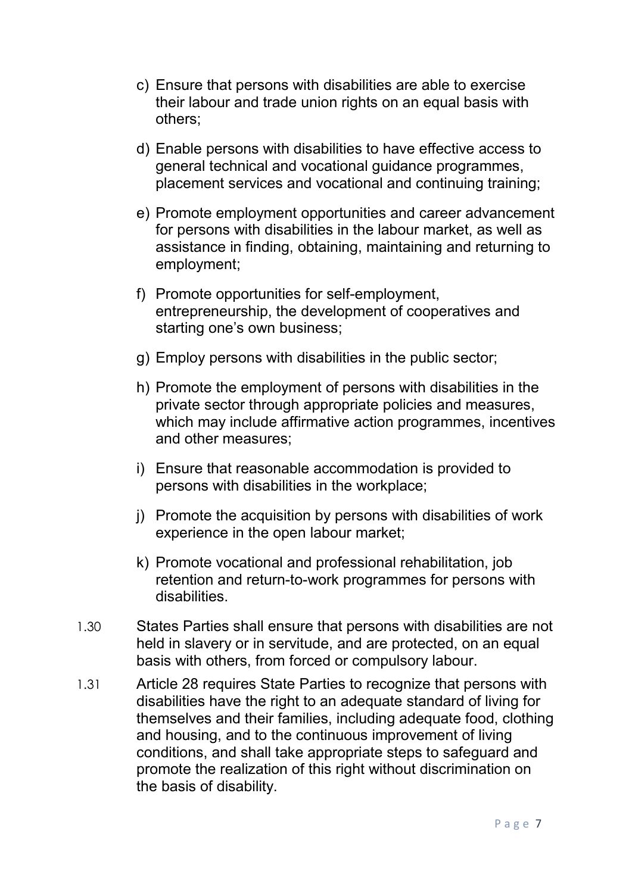c) Ensure that persons with disabilities are able to exercise their labour and trade union rights on an equal basis with others;

d) Enable persons with disabilities to have effective access to general technical and vocational guidance programmes, placement services and vocational and continuing training;

e) Promote employment opportunities and career advancement for persons with disabilities in the labour market, as well as assistance in finding, obtaining, maintaining and returning to employment;

f) Promote opportunities for self-employment, entrepreneurship, the development of cooperatives and starting one's own business;

g) Employ persons with disabilities in the public sector;

h) Promote the employment of persons with disabilities in the private sector through appropriate policies and measures, which may include affirmative action programmes, incentives and other measures;

i) Ensure that reasonable accommodation is provided to persons with disabilities in the workplace;

j) Promote the acquisition by persons with disabilities of work experience in the open labour market;

k) Promote vocational and professional rehabilitation, job retention and return-to-work programmes for persons with disabilities.

1.30 States Parties shall ensure that persons with disabilities are not held in slavery or in servitude, and are protected, on an equal basis with others, from forced or compulsory labour.

1.31 Article 28 requires State Parties to recognize that persons with disabilities have the right to an adequate standard of living for themselves and their families, including adequate food, clothing and housing, and to the continuous improvement of living conditions, and shall take appropriate steps to safeguard and promote the realization of this right without discrimination on the basis of disability.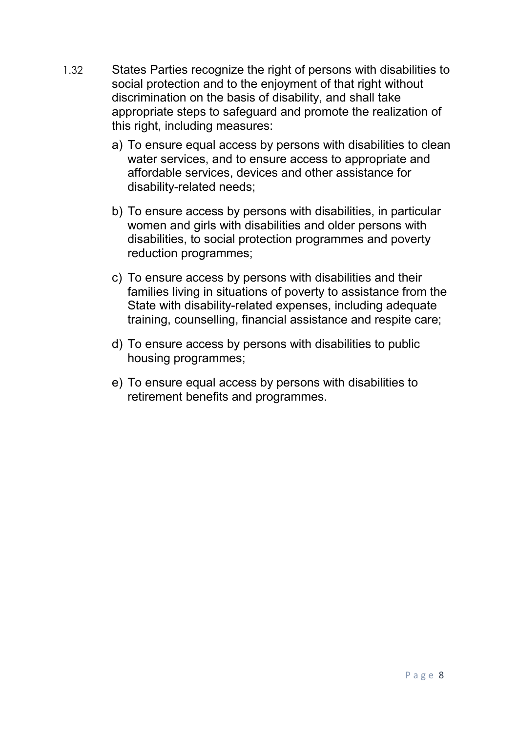1.32 States Parties recognize the right of persons with disabilities to social protection and to the enjoyment of that right without discrimination on the basis of disability, and shall take appropriate steps to safeguard and promote the realization of this right, including measures:

a) To ensure equal access by persons with disabilities to clean water services, and to ensure access to appropriate and affordable services, devices and other assistance for disability-related needs;

b) To ensure access by persons with disabilities, in particular women and girls with disabilities and older persons with disabilities, to social protection programmes and poverty reduction programmes;

c) To ensure access by persons with disabilities and their families living in situations of poverty to assistance from the State with disability-related expenses, including adequate training, counselling, financial assistance and respite care;

d) To ensure access by persons with disabilities to public housing programmes;

e) To ensure equal access by persons with disabilities to retirement benefits and programmes.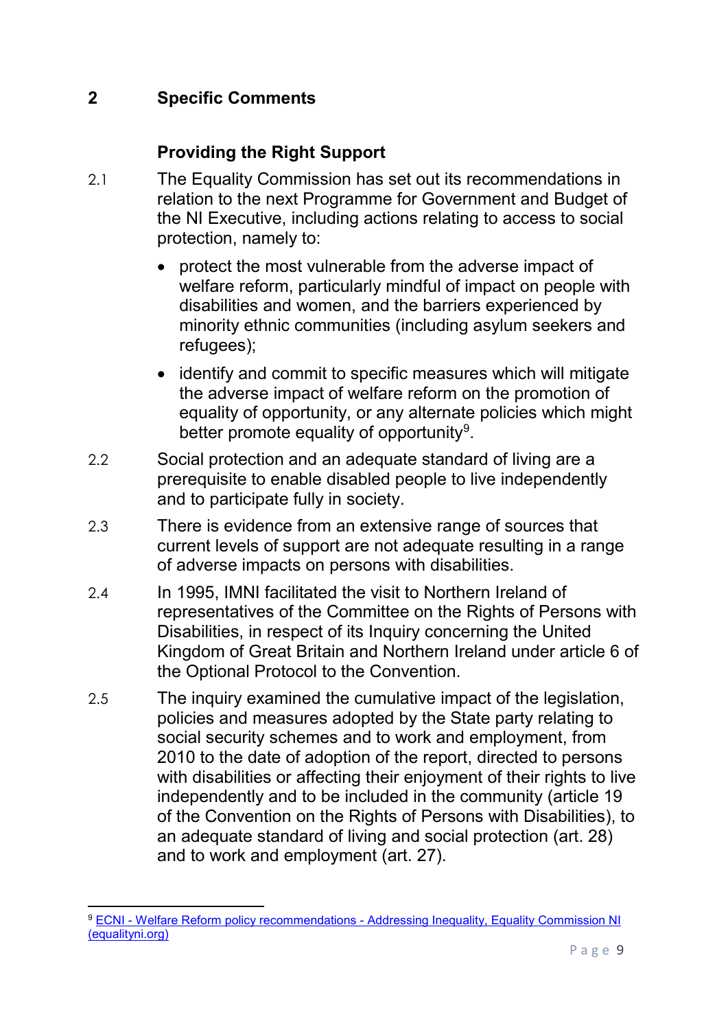## 2 Specific Comments

### Providing the Right Support

2.1 The Equality Commission has set out its recommendations in relation to the next Programme for Government and Budget of the NI Executive, including actions relating to access to social protection, namely to:

- protect the most vulnerable from the adverse impact of welfare reform, particularly mindful of impact on people with disabilities and women, and the barriers experienced by minority ethnic communities (including asylum seekers and refugees);
- identify and commit to specific measures which will mitigate the adverse impact of welfare reform on the promotion of equality of opportunity, or any alternate policies which might better promote equality of opportunity[9].

2.2 Social protection and an adequate standard of living are a prerequisite to enable disabled people to live independently and to participate fully in society.

2.3 There is evidence from an extensive range of sources that current levels of support are not adequate resulting in a range of adverse impacts on persons with disabilities.

2.4 In 1995, IMNI facilitated the visit to Northern Ireland of representatives of the Committee on the Rights of Persons with Disabilities, in respect of its Inquiry concerning the United Kingdom of Great Britain and Northern Ireland under article 6 of the Optional Protocol to the Convention.

2.5 The inquiry examined the cumulative impact of the legislation, policies and measures adopted by the State party relating to social security schemes and to work and employment, from 2010 to the date of adoption of the report, directed to persons with disabilities or affecting their enjoyment of their rights to live independently and to be included in the community (article 19 of the Convention on the Rights of Persons with Disabilities), to an adequate standard of living and social protection (art. 28) and to work and employment (art. 27).

---

[9] ECNI - Welfare Reform policy recommendations - Addressing Inequality, Equality Commission NI (equalityni.org)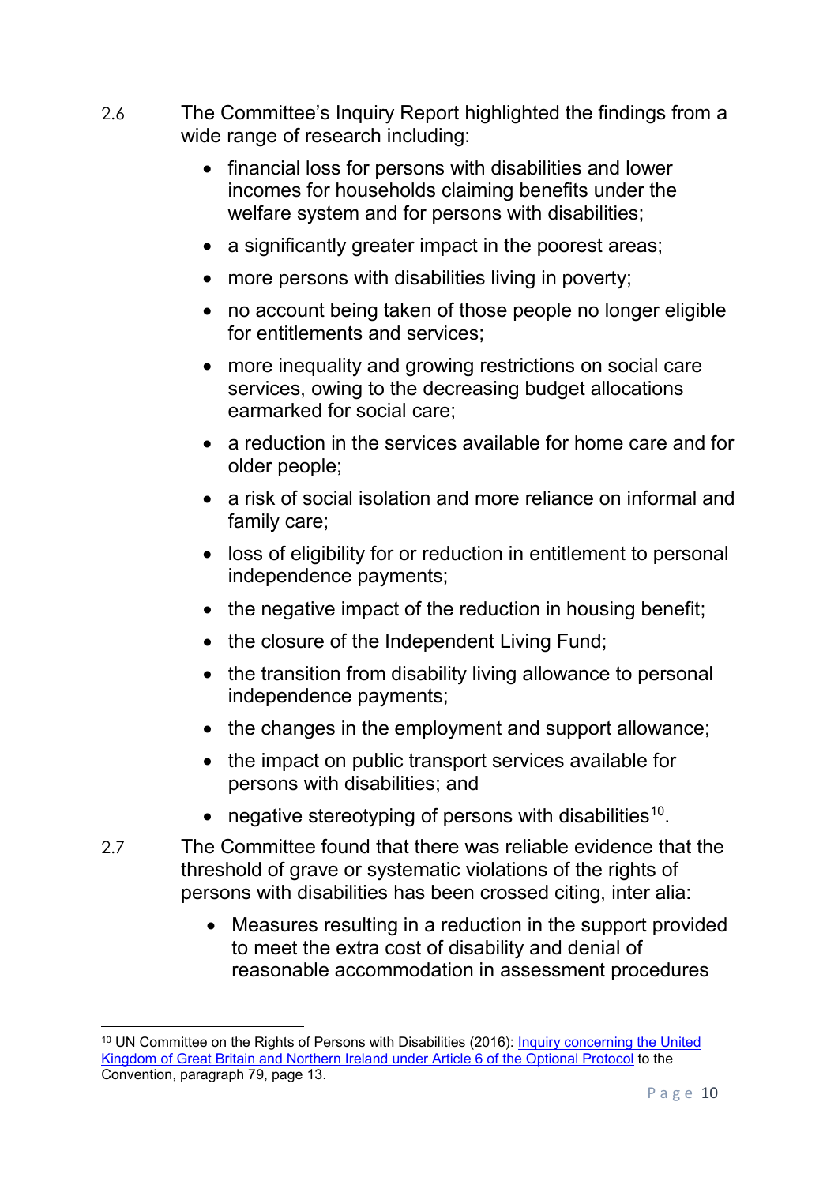2.6 The Committee's Inquiry Report highlighted the findings from a wide range of research including:

- financial loss for persons with disabilities and lower incomes for households claiming benefits under the welfare system and for persons with disabilities;
- a significantly greater impact in the poorest areas;
- more persons with disabilities living in poverty;
- no account being taken of those people no longer eligible for entitlements and services;
- more inequality and growing restrictions on social care services, owing to the decreasing budget allocations earmarked for social care;
- a reduction in the services available for home care and for older people;
- a risk of social isolation and more reliance on informal and family care;
- loss of eligibility for or reduction in entitlement to personal independence payments;
- the negative impact of the reduction in housing benefit;
- the closure of the Independent Living Fund;
- the transition from disability living allowance to personal independence payments;
- the changes in the employment and support allowance;
- the impact on public transport services available for persons with disabilities; and
- negative stereotyping of persons with disabilities[10].

2.7 The Committee found that there was reliable evidence that the threshold of grave or systematic violations of the rights of persons with disabilities has been crossed citing, inter alia:

- Measures resulting in a reduction in the support provided to meet the extra cost of disability and denial of reasonable accommodation in assessment procedures

[10] UN Committee on the Rights of Persons with Disabilities (2016): Inquiry concerning the United Kingdom of Great Britain and Northern Ireland under Article 6 of the Optional Protocol to the Convention, paragraph 79, page 13.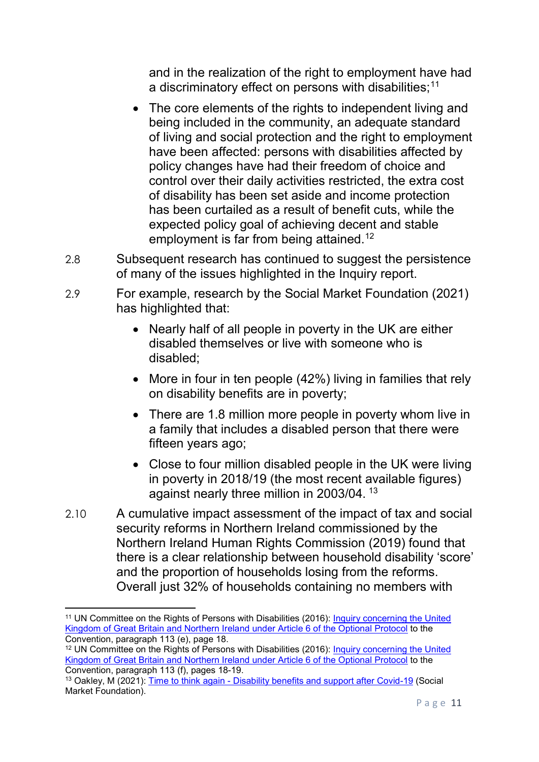and in the realization of the right to employment have had a discriminatory effect on persons with disabilities;[11]

- The core elements of the rights to independent living and being included in the community, an adequate standard of living and social protection and the right to employment have been affected: persons with disabilities affected by policy changes have had their freedom of choice and control over their daily activities restricted, the extra cost of disability has been set aside and income protection has been curtailed as a result of benefit cuts, while the expected policy goal of achieving decent and stable employment is far from being attained.[12]

2.8 Subsequent research has continued to suggest the persistence of many of the issues highlighted in the Inquiry report.

2.9 For example, research by the Social Market Foundation (2021) has highlighted that:

- Nearly half of all people in poverty in the UK are either disabled themselves or live with someone who is disabled;
- More in four in ten people (42%) living in families that rely on disability benefits are in poverty;
- There are 1.8 million more people in poverty whom live in a family that includes a disabled person that there were fifteen years ago;
- Close to four million disabled people in the UK were living in poverty in 2018/19 (the most recent available figures) against nearly three million in 2003/04. [13]

2.10 A cumulative impact assessment of the impact of tax and social security reforms in Northern Ireland commissioned by the Northern Ireland Human Rights Commission (2019) found that there is a clear relationship between household disability 'score' and the proportion of households losing from the reforms. Overall just 32% of households containing no members with

---

[11] UN Committee on the Rights of Persons with Disabilities (2016): Inquiry concerning the United Kingdom of Great Britain and Northern Ireland under Article 6 of the Optional Protocol to the Convention, paragraph 113 (e), page 18.

[12] UN Committee on the Rights of Persons with Disabilities (2016): Inquiry concerning the United Kingdom of Great Britain and Northern Ireland under Article 6 of the Optional Protocol to the Convention, paragraph 113 (f), pages 18-19.

[13] Oakley, M (2021): Time to think again - Disability benefits and support after Covid-19 (Social Market Foundation).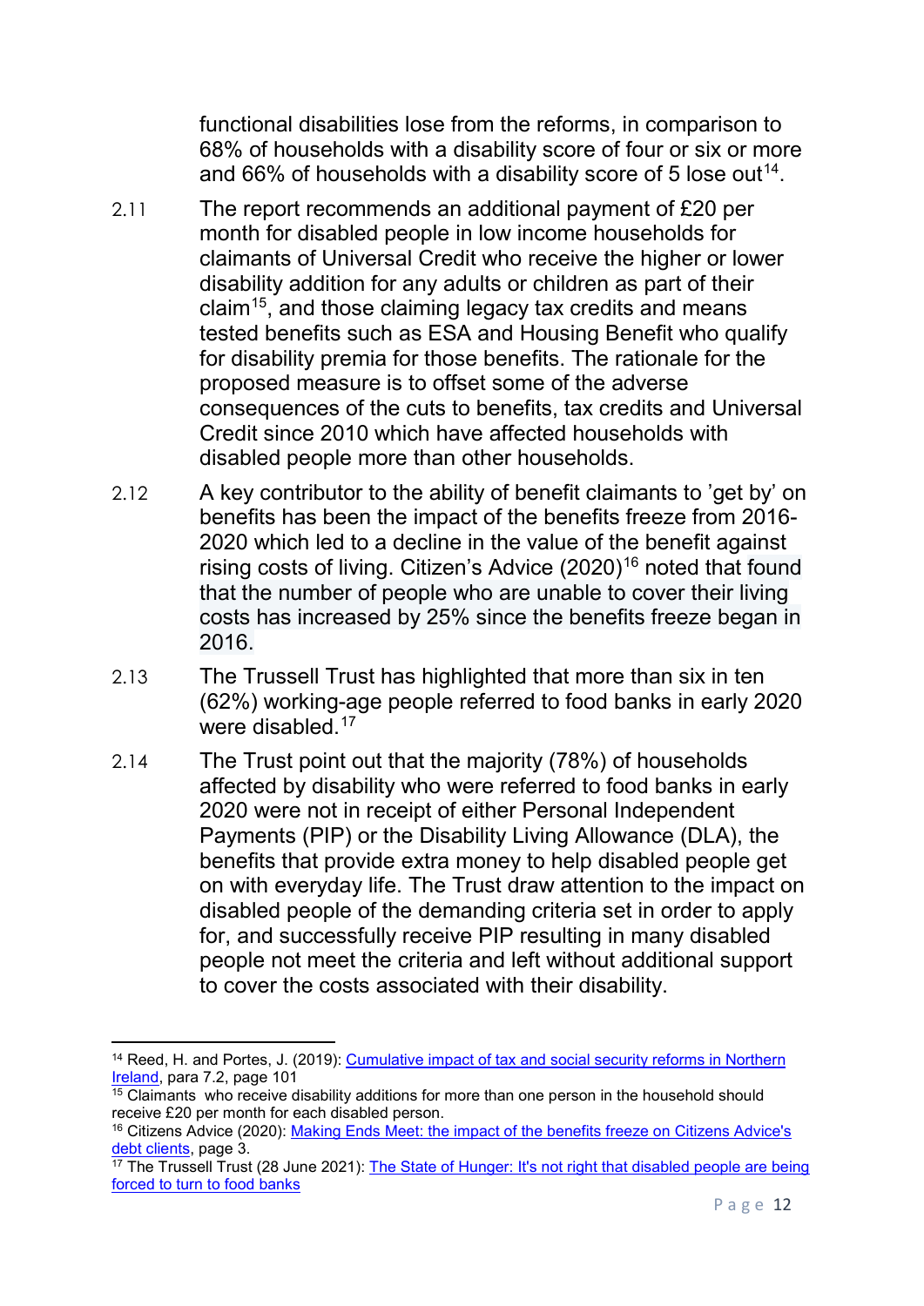functional disabilities lose from the reforms, in comparison to 68% of households with a disability score of four or six or more and 66% of households with a disability score of 5 lose out[14].

2.11 The report recommends an additional payment of £20 per month for disabled people in low income households for claimants of Universal Credit who receive the higher or lower disability addition for any adults or children as part of their claim[15], and those claiming legacy tax credits and means tested benefits such as ESA and Housing Benefit who qualify for disability premia for those benefits. The rationale for the proposed measure is to offset some of the adverse consequences of the cuts to benefits, tax credits and Universal Credit since 2010 which have affected households with disabled people more than other households.

2.12 A key contributor to the ability of benefit claimants to 'get by' on benefits has been the impact of the benefits freeze from 2016-2020 which led to a decline in the value of the benefit against rising costs of living. Citizen's Advice (2020)[16] noted that found that the number of people who are unable to cover their living costs has increased by 25% since the benefits freeze began in 2016.

2.13 The Trussell Trust has highlighted that more than six in ten (62%) working-age people referred to food banks in early 2020 were disabled.[17]

2.14 The Trust point out that the majority (78%) of households affected by disability who were referred to food banks in early 2020 were not in receipt of either Personal Independent Payments (PIP) or the Disability Living Allowance (DLA), the benefits that provide extra money to help disabled people get on with everyday life. The Trust draw attention to the impact on disabled people of the demanding criteria set in order to apply for, and successfully receive PIP resulting in many disabled people not meet the criteria and left without additional support to cover the costs associated with their disability.

---

[14] Reed, H. and Portes, J. (2019): Cumulative impact of tax and social security reforms in Northern Ireland, para 7.2, page 101

[15] Claimants who receive disability additions for more than one person in the household should receive £20 per month for each disabled person.

[16] Citizens Advice (2020): Making Ends Meet: the impact of the benefits freeze on Citizens Advice's debt clients, page 3.

[17] The Trussell Trust (28 June 2021): The State of Hunger: It's not right that disabled people are being forced to turn to food banks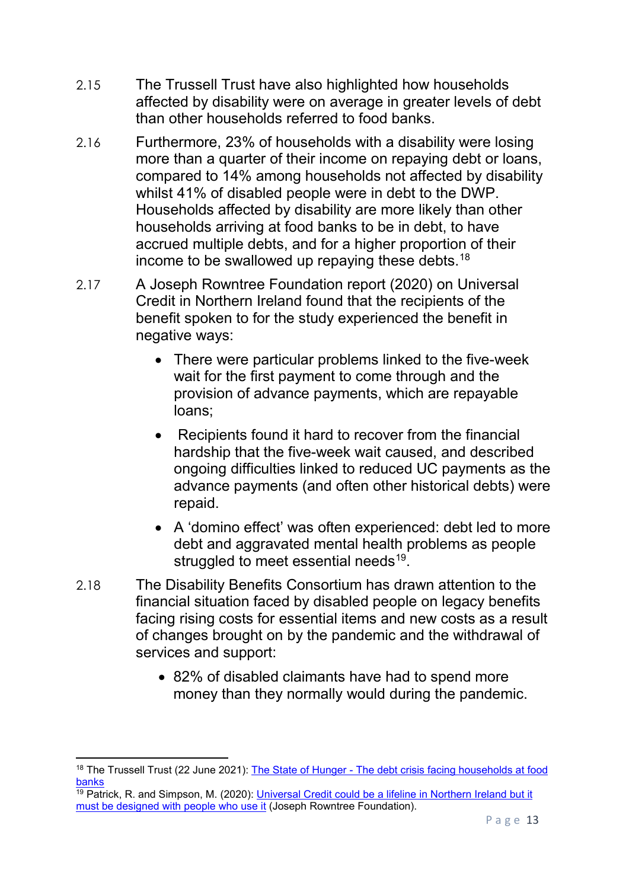2.15 The Trussell Trust have also highlighted how households affected by disability were on average in greater levels of debt than other households referred to food banks.

2.16 Furthermore, 23% of households with a disability were losing more than a quarter of their income on repaying debt or loans, compared to 14% among households not affected by disability whilst 41% of disabled people were in debt to the DWP. Households affected by disability are more likely than other households arriving at food banks to be in debt, to have accrued multiple debts, and for a higher proportion of their income to be swallowed up repaying these debts.[18]

2.17 A Joseph Rowntree Foundation report (2020) on Universal Credit in Northern Ireland found that the recipients of the benefit spoken to for the study experienced the benefit in negative ways:

- There were particular problems linked to the five-week wait for the first payment to come through and the provision of advance payments, which are repayable loans;
- Recipients found it hard to recover from the financial hardship that the five-week wait caused, and described ongoing difficulties linked to reduced UC payments as the advance payments (and often other historical debts) were repaid.
- A 'domino effect' was often experienced: debt led to more debt and aggravated mental health problems as people struggled to meet essential needs[19].

2.18 The Disability Benefits Consortium has drawn attention to the financial situation faced by disabled people on legacy benefits facing rising costs for essential items and new costs as a result of changes brought on by the pandemic and the withdrawal of services and support:

- 82% of disabled claimants have had to spend more money than they normally would during the pandemic.

---

[18] The Trussell Trust (22 June 2021): The State of Hunger - The debt crisis facing households at food banks

[19] Patrick, R. and Simpson, M. (2020): Universal Credit could be a lifeline in Northern Ireland but it must be designed with people who use it (Joseph Rowntree Foundation).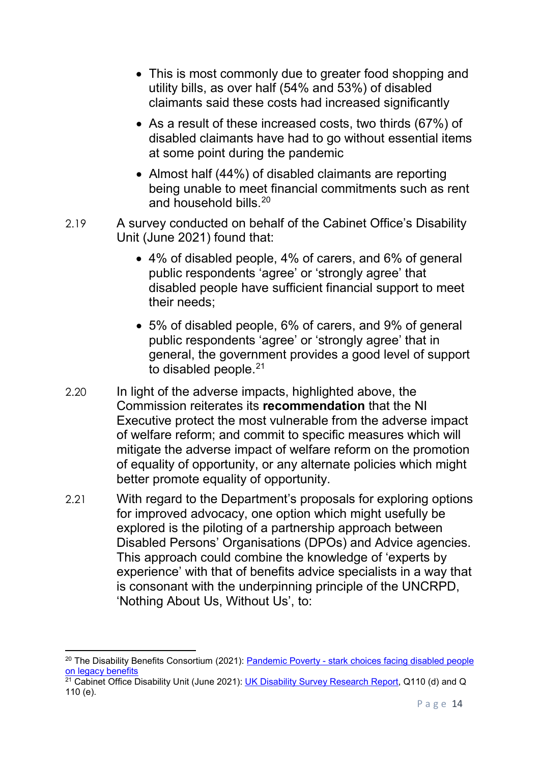- This is most commonly due to greater food shopping and utility bills, as over half (54% and 53%) of disabled claimants said these costs had increased significantly
- As a result of these increased costs, two thirds (67%) of disabled claimants have had to go without essential items at some point during the pandemic
- Almost half (44%) of disabled claimants are reporting being unable to meet financial commitments such as rent and household bills.[20]

2.19 A survey conducted on behalf of the Cabinet Office's Disability Unit (June 2021) found that:

- 4% of disabled people, 4% of carers, and 6% of general public respondents 'agree' or 'strongly agree' that disabled people have sufficient financial support to meet their needs;
- 5% of disabled people, 6% of carers, and 9% of general public respondents 'agree' or 'strongly agree' that in general, the government provides a good level of support to disabled people.[21]

2.20 In light of the adverse impacts, highlighted above, the Commission reiterates its **recommendation** that the NI Executive protect the most vulnerable from the adverse impact of welfare reform; and commit to specific measures which will mitigate the adverse impact of welfare reform on the promotion of equality of opportunity, or any alternate policies which might better promote equality of opportunity.

2.21 With regard to the Department's proposals for exploring options for improved advocacy, one option which might usefully be explored is the piloting of a partnership approach between Disabled Persons' Organisations (DPOs) and Advice agencies. This approach could combine the knowledge of 'experts by experience' with that of benefits advice specialists in a way that is consonant with the underpinning principle of the UNCRPD, 'Nothing About Us, Without Us', to:

---

[20] The Disability Benefits Consortium (2021): Pandemic Poverty - stark choices facing disabled people on legacy benefits

[21] Cabinet Office Disability Unit (June 2021): UK Disability Survey Research Report, Q110 (d) and Q 110 (e).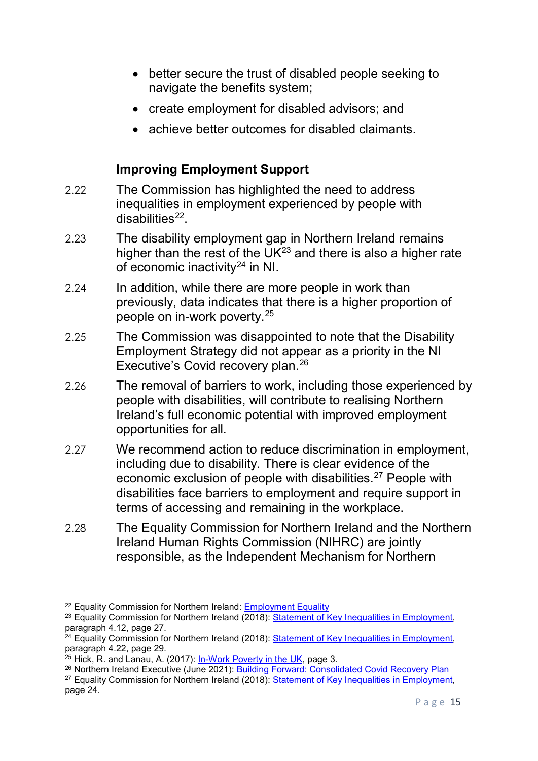- better secure the trust of disabled people seeking to navigate the benefits system;
- create employment for disabled advisors; and
- achieve better outcomes for disabled claimants.

### Improving Employment Support

2.22 The Commission has highlighted the need to address inequalities in employment experienced by people with disabilities[22].

2.23 The disability employment gap in Northern Ireland remains higher than the rest of the UK[23] and there is also a higher rate of economic inactivity[24] in NI.

2.24 In addition, while there are more people in work than previously, data indicates that there is a higher proportion of people on in-work poverty.[25]

2.25 The Commission was disappointed to note that the Disability Employment Strategy did not appear as a priority in the NI Executive's Covid recovery plan.[26]

2.26 The removal of barriers to work, including those experienced by people with disabilities, will contribute to realising Northern Ireland's full economic potential with improved employment opportunities for all.

2.27 We recommend action to reduce discrimination in employment, including due to disability. There is clear evidence of the economic exclusion of people with disabilities.[27] People with disabilities face barriers to employment and require support in terms of accessing and remaining in the workplace.

2.28 The Equality Commission for Northern Ireland and the Northern Ireland Human Rights Commission (NIHRC) are jointly responsible, as the Independent Mechanism for Northern

---

[22] Equality Commission for Northern Ireland: Employment Equality

[23] Equality Commission for Northern Ireland (2018): Statement of Key Inequalities in Employment, paragraph 4.12, page 27.

[24] Equality Commission for Northern Ireland (2018): Statement of Key Inequalities in Employment, paragraph 4.22, page 29.

[25] Hick, R. and Lanau, A. (2017): In-Work Poverty in the UK, page 3.

[26] Northern Ireland Executive (June 2021): Building Forward: Consolidated Covid Recovery Plan

[27] Equality Commission for Northern Ireland (2018): Statement of Key Inequalities in Employment, page 24.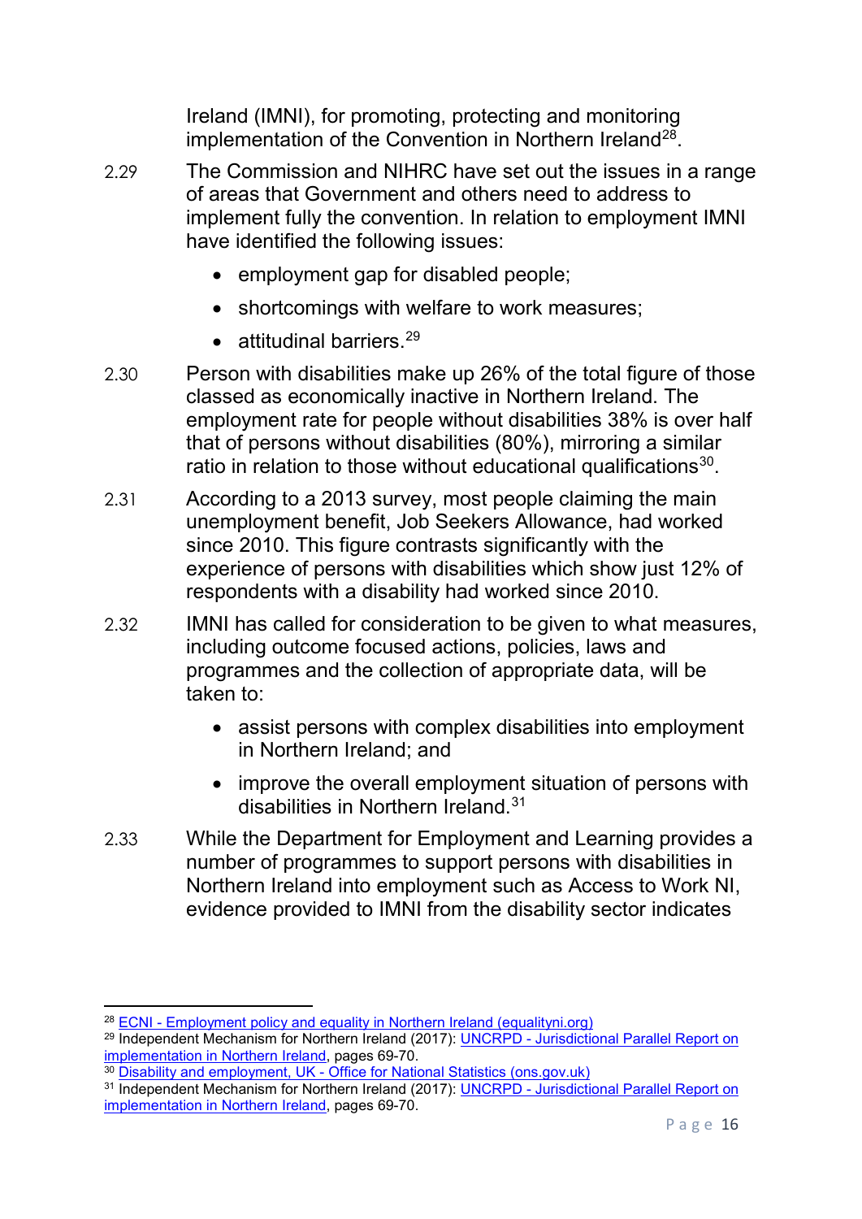Ireland (IMNI), for promoting, protecting and monitoring implementation of the Convention in Northern Ireland[28].

2.29 The Commission and NIHRC have set out the issues in a range of areas that Government and others need to address to implement fully the convention. In relation to employment IMNI have identified the following issues:

- employment gap for disabled people;
- shortcomings with welfare to work measures;
- attitudinal barriers.[29]

2.30 Person with disabilities make up 26% of the total figure of those classed as economically inactive in Northern Ireland. The employment rate for people without disabilities 38% is over half that of persons without disabilities (80%), mirroring a similar ratio in relation to those without educational qualifications[30].

2.31 According to a 2013 survey, most people claiming the main unemployment benefit, Job Seekers Allowance, had worked since 2010. This figure contrasts significantly with the experience of persons with disabilities which show just 12% of respondents with a disability had worked since 2010.

2.32 IMNI has called for consideration to be given to what measures, including outcome focused actions, policies, laws and programmes and the collection of appropriate data, will be taken to:

- assist persons with complex disabilities into employment in Northern Ireland; and
- improve the overall employment situation of persons with disabilities in Northern Ireland.[31]

2.33 While the Department for Employment and Learning provides a number of programmes to support persons with disabilities in Northern Ireland into employment such as Access to Work NI, evidence provided to IMNI from the disability sector indicates

---

[28] ECNI - Employment policy and equality in Northern Ireland (equalityni.org)

[29] Independent Mechanism for Northern Ireland (2017): UNCRPD - Jurisdictional Parallel Report on implementation in Northern Ireland, pages 69-70.

[30] Disability and employment, UK - Office for National Statistics (ons.gov.uk)

[31] Independent Mechanism for Northern Ireland (2017): UNCRPD - Jurisdictional Parallel Report on implementation in Northern Ireland, pages 69-70.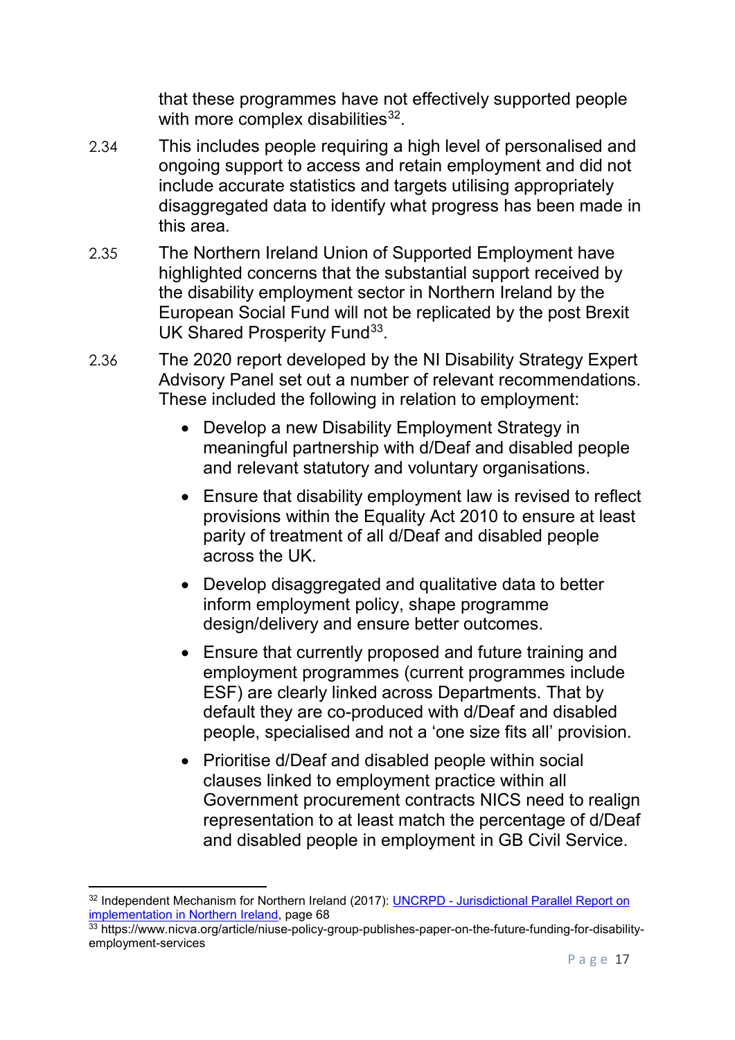that these programmes have not effectively supported people with more complex disabilities[32].

2.34 This includes people requiring a high level of personalised and ongoing support to access and retain employment and did not include accurate statistics and targets utilising appropriately disaggregated data to identify what progress has been made in this area.

2.35 The Northern Ireland Union of Supported Employment have highlighted concerns that the substantial support received by the disability employment sector in Northern Ireland by the European Social Fund will not be replicated by the post Brexit UK Shared Prosperity Fund[33].

2.36 The 2020 report developed by the NI Disability Strategy Expert Advisory Panel set out a number of relevant recommendations. These included the following in relation to employment:

- Develop a new Disability Employment Strategy in meaningful partnership with d/Deaf and disabled people and relevant statutory and voluntary organisations.
- Ensure that disability employment law is revised to reflect provisions within the Equality Act 2010 to ensure at least parity of treatment of all d/Deaf and disabled people across the UK.
- Develop disaggregated and qualitative data to better inform employment policy, shape programme design/delivery and ensure better outcomes.
- Ensure that currently proposed and future training and employment programmes (current programmes include ESF) are clearly linked across Departments. That by default they are co-produced with d/Deaf and disabled people, specialised and not a 'one size fits all' provision.
- Prioritise d/Deaf and disabled people within social clauses linked to employment practice within all Government procurement contracts NICS need to realign representation to at least match the percentage of d/Deaf and disabled people in employment in GB Civil Service.

---

[32] Independent Mechanism for Northern Ireland (2017): UNCRPD - Jurisdictional Parallel Report on implementation in Northern Ireland, page 68

[33] https://www.nicva.org/article/niuse-policy-group-publishes-paper-on-the-future-funding-for-disability-employment-services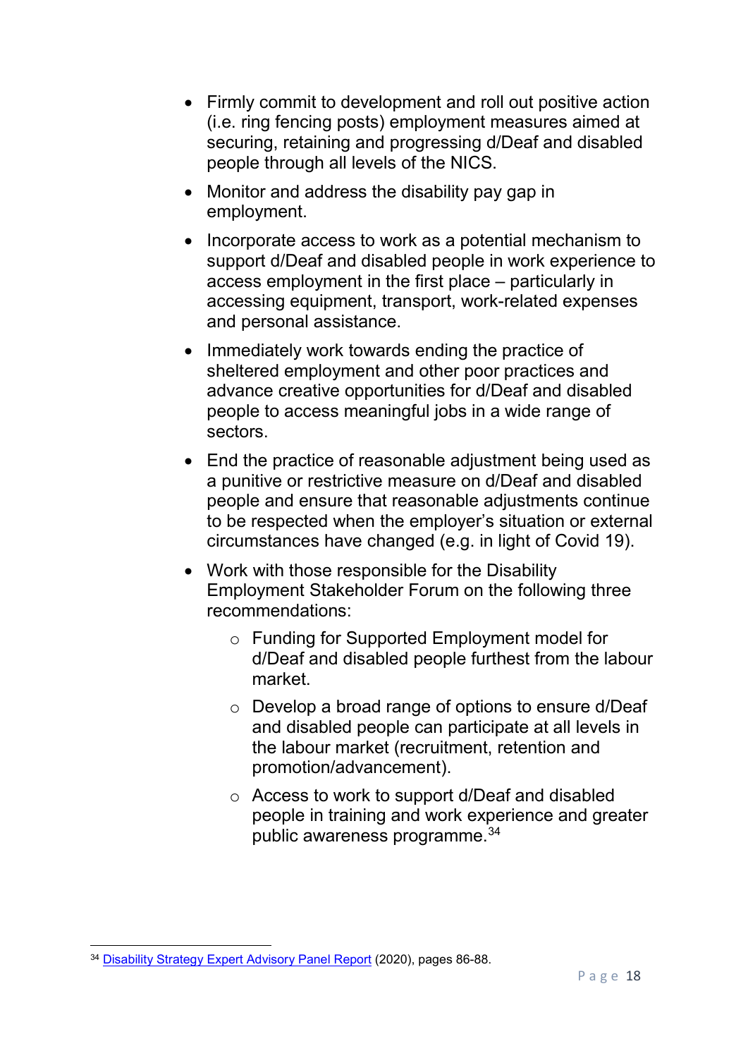- Firmly commit to development and roll out positive action (i.e. ring fencing posts) employment measures aimed at securing, retaining and progressing d/Deaf and disabled people through all levels of the NICS.
- Monitor and address the disability pay gap in employment.
- Incorporate access to work as a potential mechanism to support d/Deaf and disabled people in work experience to access employment in the first place – particularly in accessing equipment, transport, work-related expenses and personal assistance.
- Immediately work towards ending the practice of sheltered employment and other poor practices and advance creative opportunities for d/Deaf and disabled people to access meaningful jobs in a wide range of sectors.
- End the practice of reasonable adjustment being used as a punitive or restrictive measure on d/Deaf and disabled people and ensure that reasonable adjustments continue to be respected when the employer's situation or external circumstances have changed (e.g. in light of Covid 19).
- Work with those responsible for the Disability Employment Stakeholder Forum on the following three recommendations:
    - Funding for Supported Employment model for d/Deaf and disabled people furthest from the labour market.
    - Develop a broad range of options to ensure d/Deaf and disabled people can participate at all levels in the labour market (recruitment, retention and promotion/advancement).
    - Access to work to support d/Deaf and disabled people in training and work experience and greater public awareness programme.[34]

[34] Disability Strategy Expert Advisory Panel Report (2020), pages 86-88.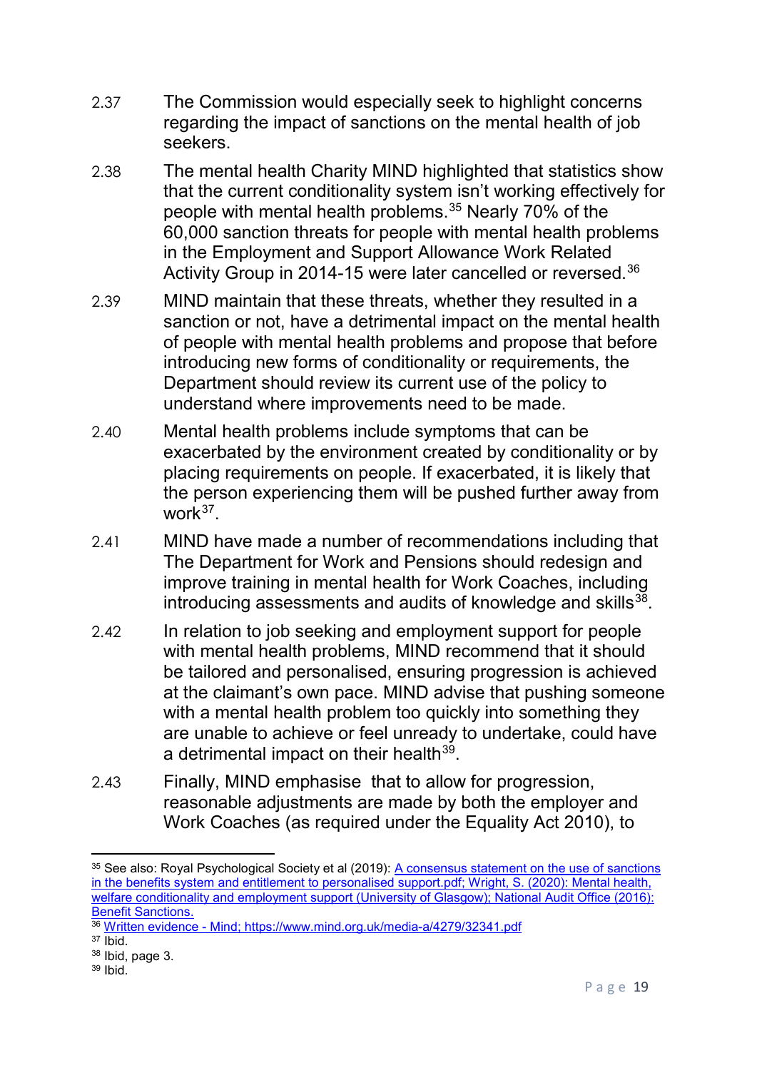2.37 The Commission would especially seek to highlight concerns regarding the impact of sanctions on the mental health of job seekers.

2.38 The mental health Charity MIND highlighted that statistics show that the current conditionality system isn't working effectively for people with mental health problems.[35] Nearly 70% of the 60,000 sanction threats for people with mental health problems in the Employment and Support Allowance Work Related Activity Group in 2014-15 were later cancelled or reversed.[36]

2.39 MIND maintain that these threats, whether they resulted in a sanction or not, have a detrimental impact on the mental health of people with mental health problems and propose that before introducing new forms of conditionality or requirements, the Department should review its current use of the policy to understand where improvements need to be made.

2.40 Mental health problems include symptoms that can be exacerbated by the environment created by conditionality or by placing requirements on people. If exacerbated, it is likely that the person experiencing them will be pushed further away from work[37].

2.41 MIND have made a number of recommendations including that The Department for Work and Pensions should redesign and improve training in mental health for Work Coaches, including introducing assessments and audits of knowledge and skills[38].

2.42 In relation to job seeking and employment support for people with mental health problems, MIND recommend that it should be tailored and personalised, ensuring progression is achieved at the claimant's own pace. MIND advise that pushing someone with a mental health problem too quickly into something they are unable to achieve or feel unready to undertake, could have a detrimental impact on their health[39].

2.43 Finally, MIND emphasise that to allow for progression, reasonable adjustments are made by both the employer and Work Coaches (as required under the Equality Act 2010), to

---

[35] See also: Royal Psychological Society et al (2019): A consensus statement on the use of sanctions in the benefits system and entitlement to personalised support.pdf; Wright, S. (2020): Mental health, welfare conditionality and employment support (University of Glasgow); National Audit Office (2016): Benefit Sanctions.

[36] Written evidence - Mind; https://www.mind.org.uk/media-a/4279/32341.pdf

[37] Ibid.

[38] Ibid, page 3.

[39] Ibid.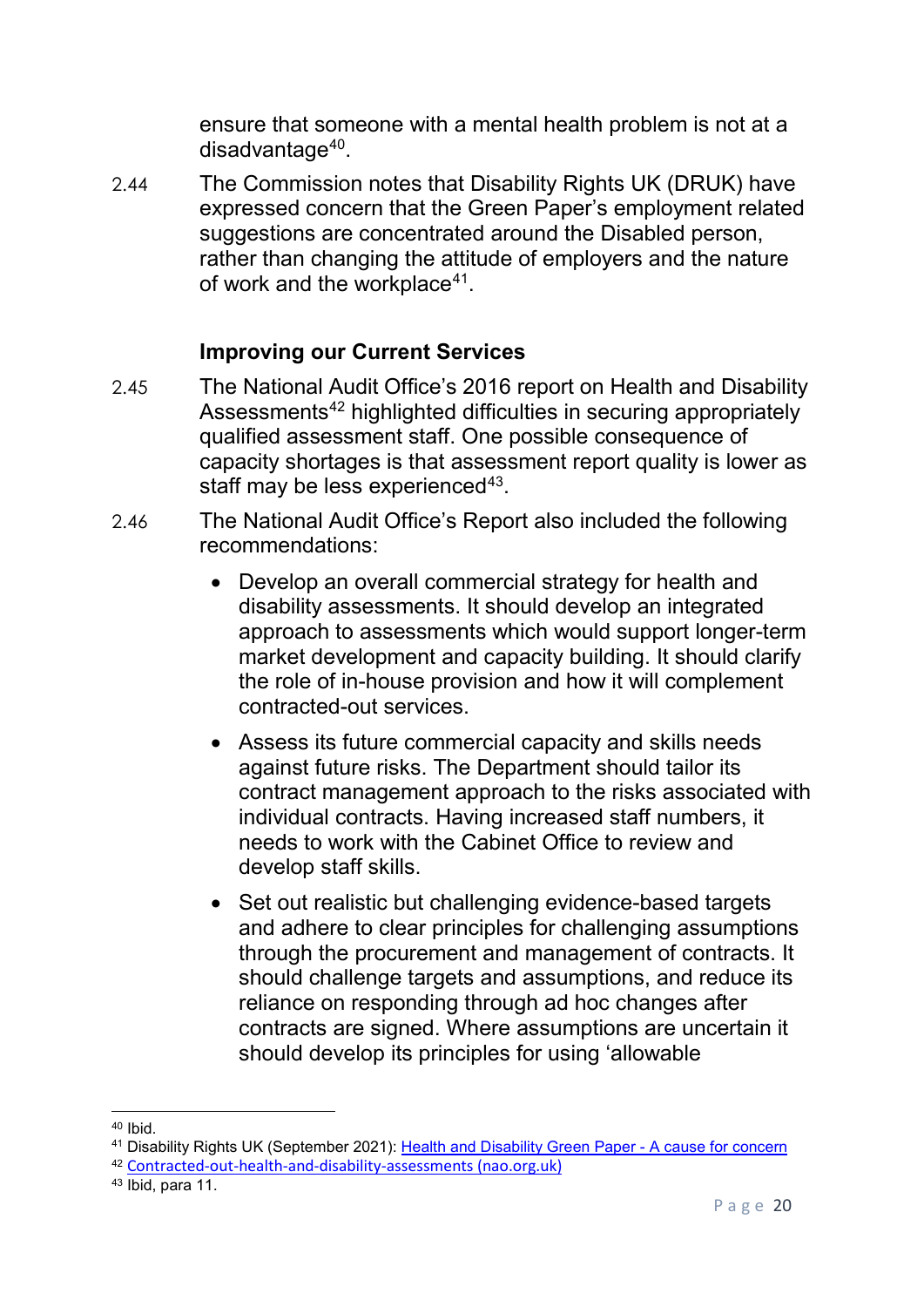ensure that someone with a mental health problem is not at a disadvantage[40].

2.44 The Commission notes that Disability Rights UK (DRUK) have expressed concern that the Green Paper's employment related suggestions are concentrated around the Disabled person, rather than changing the attitude of employers and the nature of work and the workplace[41].

### Improving our Current Services

2.45 The National Audit Office's 2016 report on Health and Disability Assessments[42] highlighted difficulties in securing appropriately qualified assessment staff. One possible consequence of capacity shortages is that assessment report quality is lower as staff may be less experienced[43].

2.46 The National Audit Office's Report also included the following recommendations:

- Develop an overall commercial strategy for health and disability assessments. It should develop an integrated approach to assessments which would support longer-term market development and capacity building. It should clarify the role of in-house provision and how it will complement contracted-out services.
- Assess its future commercial capacity and skills needs against future risks. The Department should tailor its contract management approach to the risks associated with individual contracts. Having increased staff numbers, it needs to work with the Cabinet Office to review and develop staff skills.
- Set out realistic but challenging evidence-based targets and adhere to clear principles for challenging assumptions through the procurement and management of contracts. It should challenge targets and assumptions, and reduce its reliance on responding through ad hoc changes after contracts are signed. Where assumptions are uncertain it should develop its principles for using 'allowable

---

[40] Ibid.

[41] Disability Rights UK (September 2021): Health and Disability Green Paper - A cause for concern

[42] Contracted-out-health-and-disability-assessments (nao.org.uk)

[43] Ibid, para 11.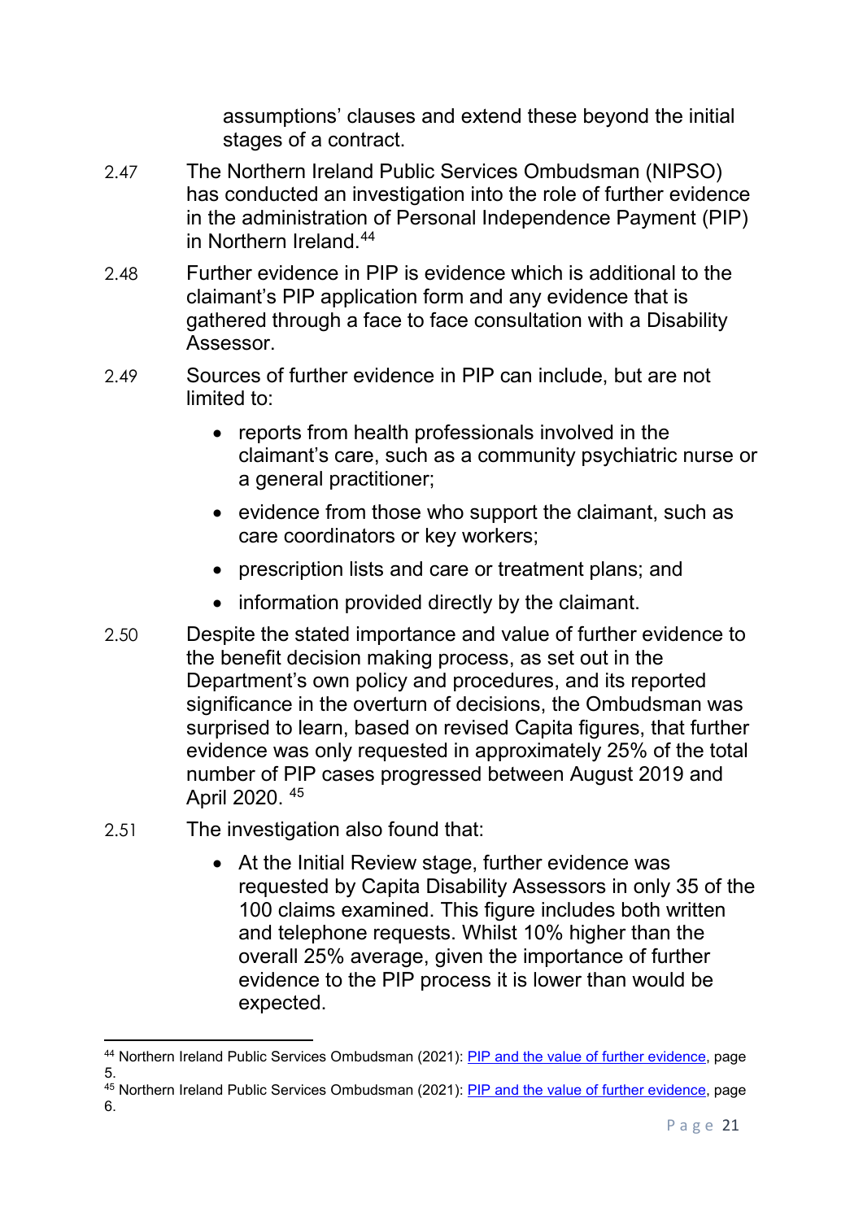assumptions' clauses and extend these beyond the initial stages of a contract.

2.47 The Northern Ireland Public Services Ombudsman (NIPSO) has conducted an investigation into the role of further evidence in the administration of Personal Independence Payment (PIP) in Northern Ireland.[44]

2.48 Further evidence in PIP is evidence which is additional to the claimant's PIP application form and any evidence that is gathered through a face to face consultation with a Disability Assessor.

2.49 Sources of further evidence in PIP can include, but are not limited to:

- reports from health professionals involved in the claimant's care, such as a community psychiatric nurse or a general practitioner;
- evidence from those who support the claimant, such as care coordinators or key workers;
- prescription lists and care or treatment plans; and
- information provided directly by the claimant.

2.50 Despite the stated importance and value of further evidence to the benefit decision making process, as set out in the Department's own policy and procedures, and its reported significance in the overturn of decisions, the Ombudsman was surprised to learn, based on revised Capita figures, that further evidence was only requested in approximately 25% of the total number of PIP cases progressed between August 2019 and April 2020.[45]

2.51 The investigation also found that:

- At the Initial Review stage, further evidence was requested by Capita Disability Assessors in only 35 of the 100 claims examined. This figure includes both written and telephone requests. Whilst 10% higher than the overall 25% average, given the importance of further evidence to the PIP process it is lower than would be expected.

---

[44] Northern Ireland Public Services Ombudsman (2021): [PIP and the value of further evidence](), page 5.

[45] Northern Ireland Public Services Ombudsman (2021): [PIP and the value of further evidence](), page 6.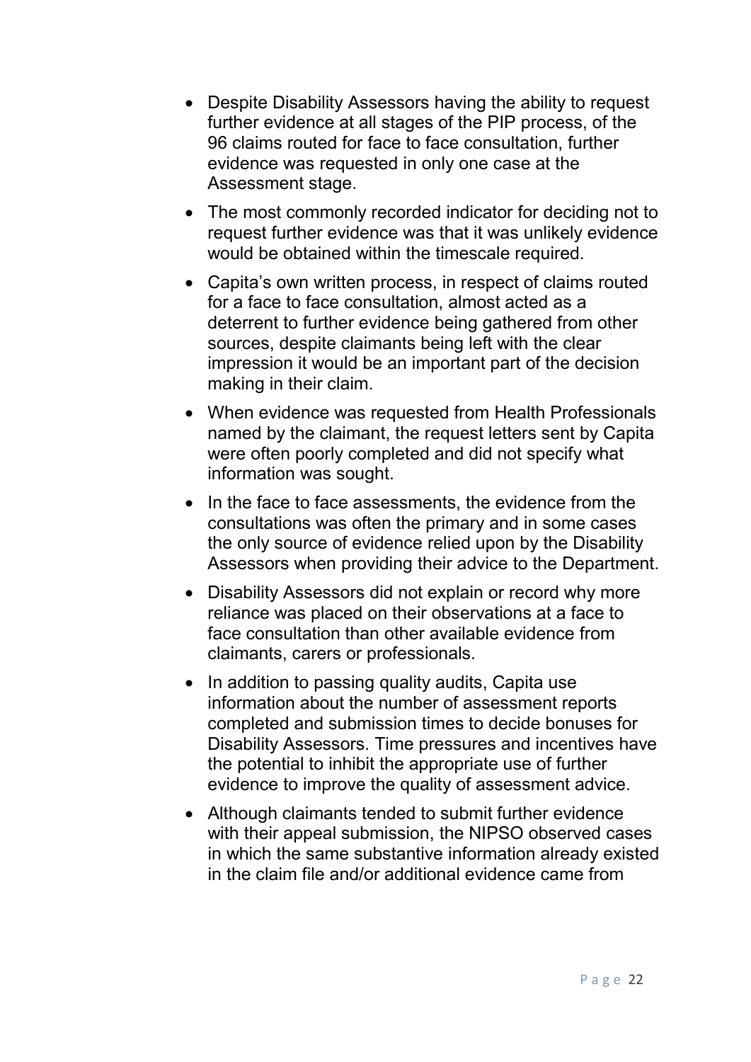- Despite Disability Assessors having the ability to request further evidence at all stages of the PIP process, of the 96 claims routed for face to face consultation, further evidence was requested in only one case at the Assessment stage.
- The most commonly recorded indicator for deciding not to request further evidence was that it was unlikely evidence would be obtained within the timescale required.
- Capita's own written process, in respect of claims routed for a face to face consultation, almost acted as a deterrent to further evidence being gathered from other sources, despite claimants being left with the clear impression it would be an important part of the decision making in their claim.
- When evidence was requested from Health Professionals named by the claimant, the request letters sent by Capita were often poorly completed and did not specify what information was sought.
- In the face to face assessments, the evidence from the consultations was often the primary and in some cases the only source of evidence relied upon by the Disability Assessors when providing their advice to the Department.
- Disability Assessors did not explain or record why more reliance was placed on their observations at a face to face consultation than other available evidence from claimants, carers or professionals.
- In addition to passing quality audits, Capita use information about the number of assessment reports completed and submission times to decide bonuses for Disability Assessors. Time pressures and incentives have the potential to inhibit the appropriate use of further evidence to improve the quality of assessment advice.
- Although claimants tended to submit further evidence with their appeal submission, the NIPSO observed cases in which the same substantive information already existed in the claim file and/or additional evidence came from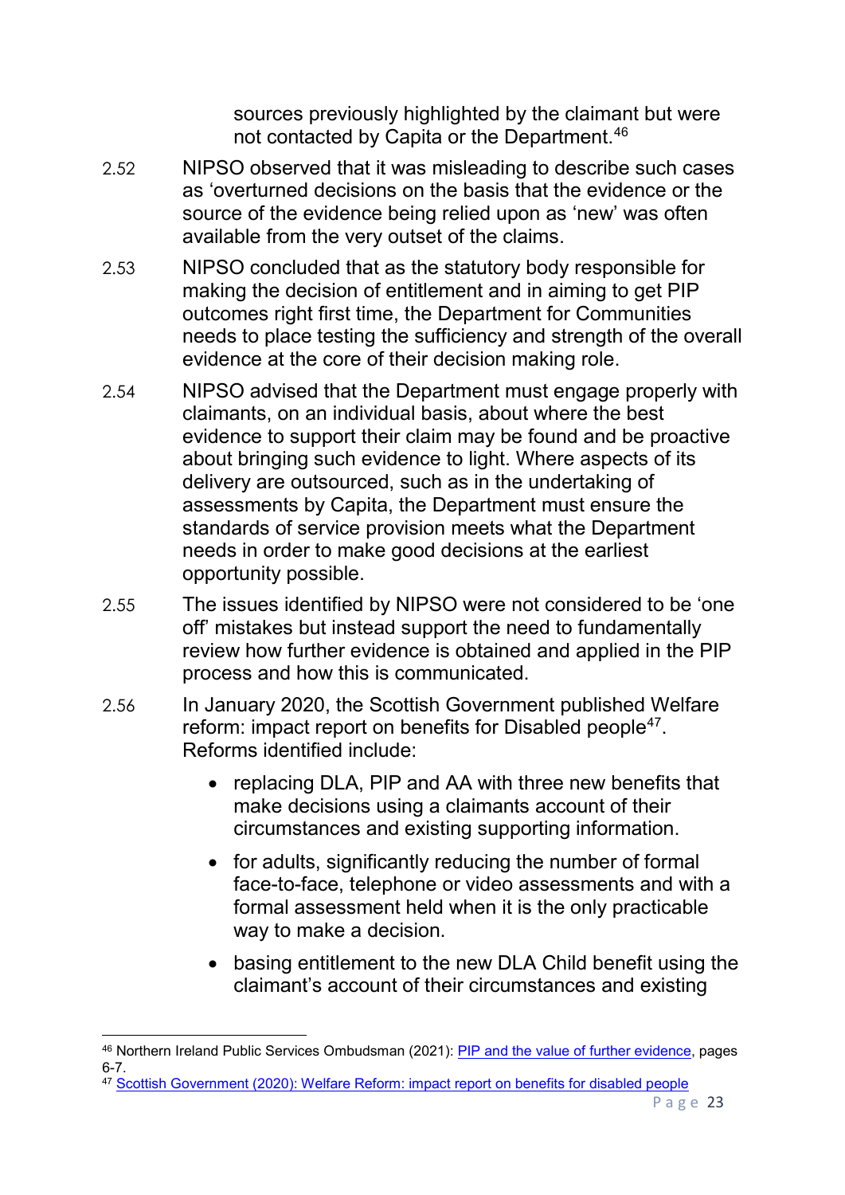sources previously highlighted by the claimant but were not contacted by Capita or the Department.[46]

2.52 NIPSO observed that it was misleading to describe such cases as 'overturned decisions on the basis that the evidence or the source of the evidence being relied upon as 'new' was often available from the very outset of the claims.

2.53 NIPSO concluded that as the statutory body responsible for making the decision of entitlement and in aiming to get PIP outcomes right first time, the Department for Communities needs to place testing the sufficiency and strength of the overall evidence at the core of their decision making role.

2.54 NIPSO advised that the Department must engage properly with claimants, on an individual basis, about where the best evidence to support their claim may be found and be proactive about bringing such evidence to light. Where aspects of its delivery are outsourced, such as in the undertaking of assessments by Capita, the Department must ensure the standards of service provision meets what the Department needs in order to make good decisions at the earliest opportunity possible.

2.55 The issues identified by NIPSO were not considered to be 'one off' mistakes but instead support the need to fundamentally review how further evidence is obtained and applied in the PIP process and how this is communicated.

2.56 In January 2020, the Scottish Government published Welfare reform: impact report on benefits for Disabled people[47]. Reforms identified include:

- replacing DLA, PIP and AA with three new benefits that make decisions using a claimants account of their circumstances and existing supporting information.
- for adults, significantly reducing the number of formal face-to-face, telephone or video assessments and with a formal assessment held when it is the only practicable way to make a decision.
- basing entitlement to the new DLA Child benefit using the claimant's account of their circumstances and existing

---

[46] Northern Ireland Public Services Ombudsman (2021): [PIP and the value of further evidence](), pages 6-7.

[47] [Scottish Government (2020): Welfare Reform: impact report on benefits for disabled people]()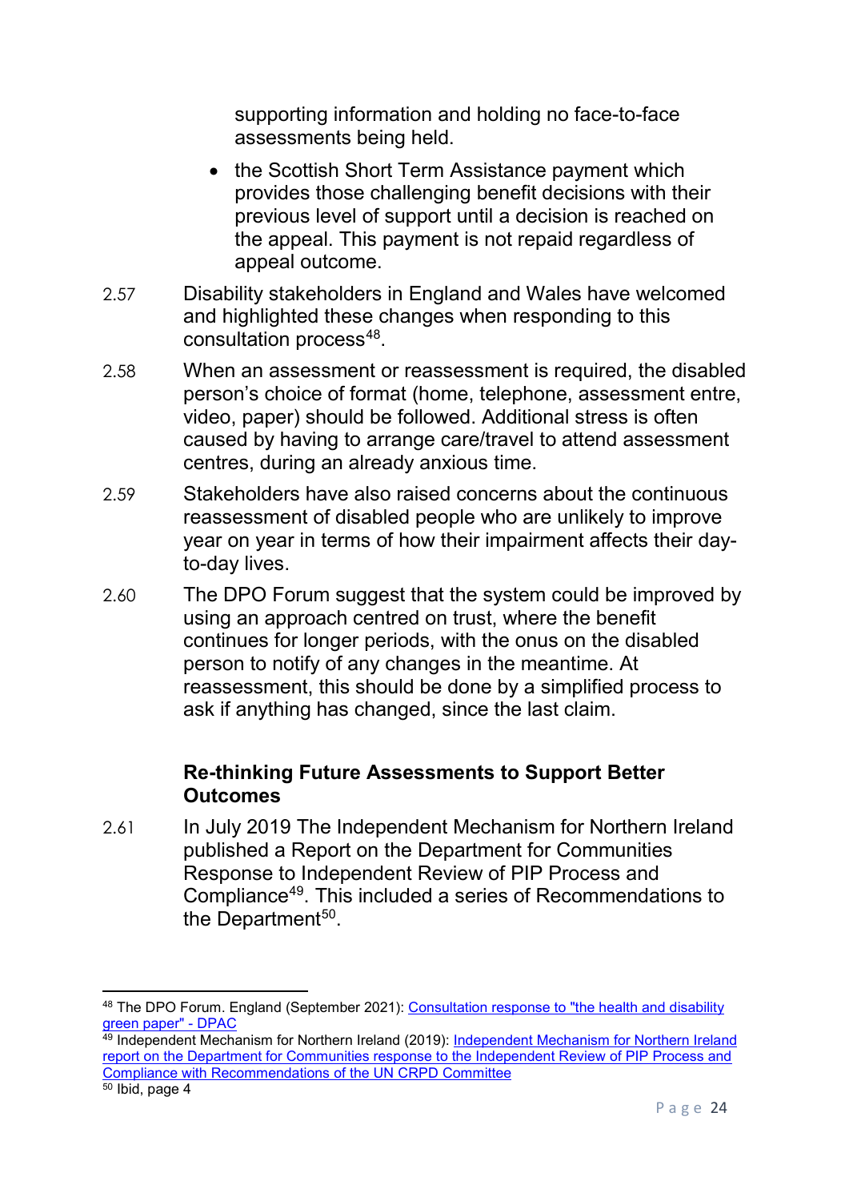supporting information and holding no face-to-face assessments being held.

- the Scottish Short Term Assistance payment which provides those challenging benefit decisions with their previous level of support until a decision is reached on the appeal. This payment is not repaid regardless of appeal outcome.

2.57 Disability stakeholders in England and Wales have welcomed and highlighted these changes when responding to this consultation process[48].

2.58 When an assessment or reassessment is required, the disabled person's choice of format (home, telephone, assessment entre, video, paper) should be followed. Additional stress is often caused by having to arrange care/travel to attend assessment centres, during an already anxious time.

2.59 Stakeholders have also raised concerns about the continuous reassessment of disabled people who are unlikely to improve year on year in terms of how their impairment affects their day-to-day lives.

2.60 The DPO Forum suggest that the system could be improved by using an approach centred on trust, where the benefit continues for longer periods, with the onus on the disabled person to notify of any changes in the meantime. At reassessment, this should be done by a simplified process to ask if anything has changed, since the last claim.

### Re-thinking Future Assessments to Support Better Outcomes

2.61 In July 2019 The Independent Mechanism for Northern Ireland published a Report on the Department for Communities Response to Independent Review of PIP Process and Compliance[49]. This included a series of Recommendations to the Department[50].

---

[48] The DPO Forum. England (September 2021): Consultation response to "the health and disability green paper" - DPAC

[49] Independent Mechanism for Northern Ireland (2019): Independent Mechanism for Northern Ireland report on the Department for Communities response to the Independent Review of PIP Process and Compliance with Recommendations of the UN CRPD Committee

[50] Ibid, page 4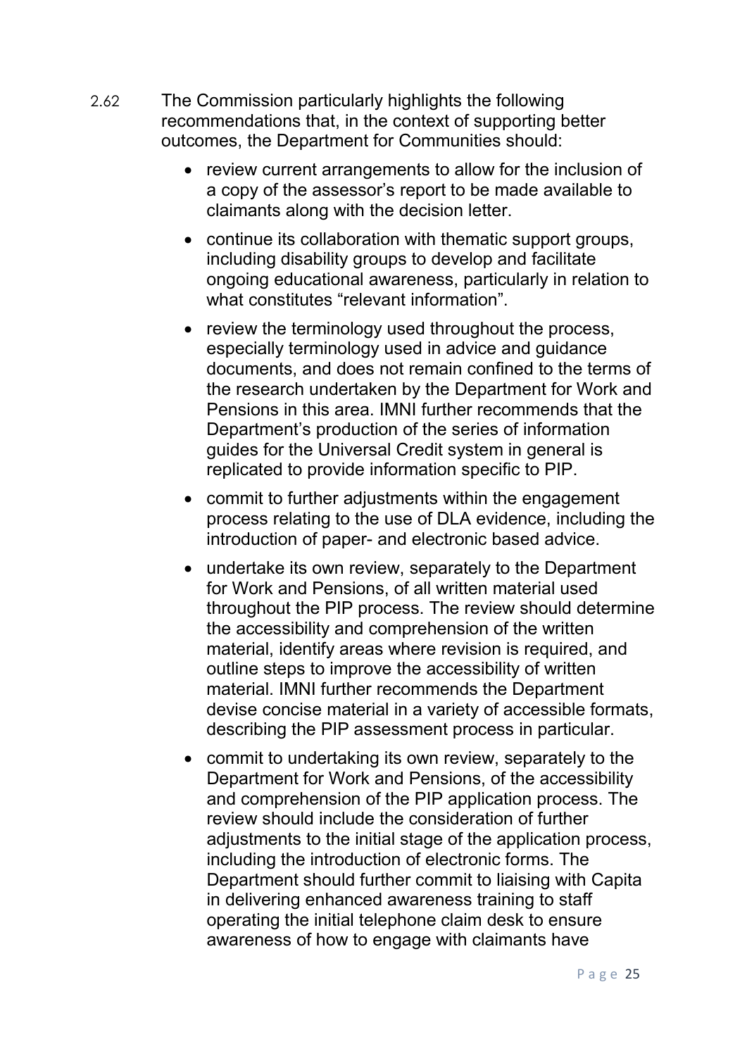2.62 The Commission particularly highlights the following recommendations that, in the context of supporting better outcomes, the Department for Communities should:

- review current arrangements to allow for the inclusion of a copy of the assessor's report to be made available to claimants along with the decision letter.
- continue its collaboration with thematic support groups, including disability groups to develop and facilitate ongoing educational awareness, particularly in relation to what constitutes "relevant information".
- review the terminology used throughout the process, especially terminology used in advice and guidance documents, and does not remain confined to the terms of the research undertaken by the Department for Work and Pensions in this area. IMNI further recommends that the Department's production of the series of information guides for the Universal Credit system in general is replicated to provide information specific to PIP.
- commit to further adjustments within the engagement process relating to the use of DLA evidence, including the introduction of paper- and electronic based advice.
- undertake its own review, separately to the Department for Work and Pensions, of all written material used throughout the PIP process. The review should determine the accessibility and comprehension of the written material, identify areas where revision is required, and outline steps to improve the accessibility of written material. IMNI further recommends the Department devise concise material in a variety of accessible formats, describing the PIP assessment process in particular.
- commit to undertaking its own review, separately to the Department for Work and Pensions, of the accessibility and comprehension of the PIP application process. The review should include the consideration of further adjustments to the initial stage of the application process, including the introduction of electronic forms. The Department should further commit to liaising with Capita in delivering enhanced awareness training to staff operating the initial telephone claim desk to ensure awareness of how to engage with claimants have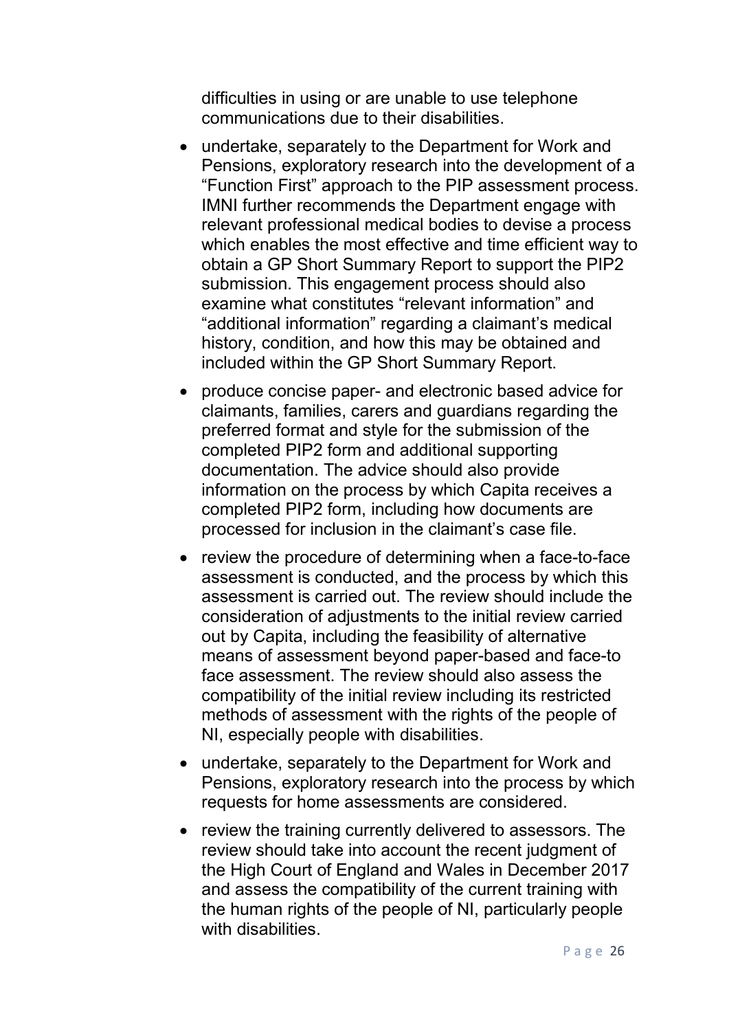difficulties in using or are unable to use telephone communications due to their disabilities.

- undertake, separately to the Department for Work and Pensions, exploratory research into the development of a "Function First" approach to the PIP assessment process. IMNI further recommends the Department engage with relevant professional medical bodies to devise a process which enables the most effective and time efficient way to obtain a GP Short Summary Report to support the PIP2 submission. This engagement process should also examine what constitutes "relevant information" and "additional information" regarding a claimant's medical history, condition, and how this may be obtained and included within the GP Short Summary Report.
- produce concise paper- and electronic based advice for claimants, families, carers and guardians regarding the preferred format and style for the submission of the completed PIP2 form and additional supporting documentation. The advice should also provide information on the process by which Capita receives a completed PIP2 form, including how documents are processed for inclusion in the claimant's case file.
- review the procedure of determining when a face-to-face assessment is conducted, and the process by which this assessment is carried out. The review should include the consideration of adjustments to the initial review carried out by Capita, including the feasibility of alternative means of assessment beyond paper-based and face-to face assessment. The review should also assess the compatibility of the initial review including its restricted methods of assessment with the rights of the people of NI, especially people with disabilities.
- undertake, separately to the Department for Work and Pensions, exploratory research into the process by which requests for home assessments are considered.
- review the training currently delivered to assessors. The review should take into account the recent judgment of the High Court of England and Wales in December 2017 and assess the compatibility of the current training with the human rights of the people of NI, particularly people with disabilities.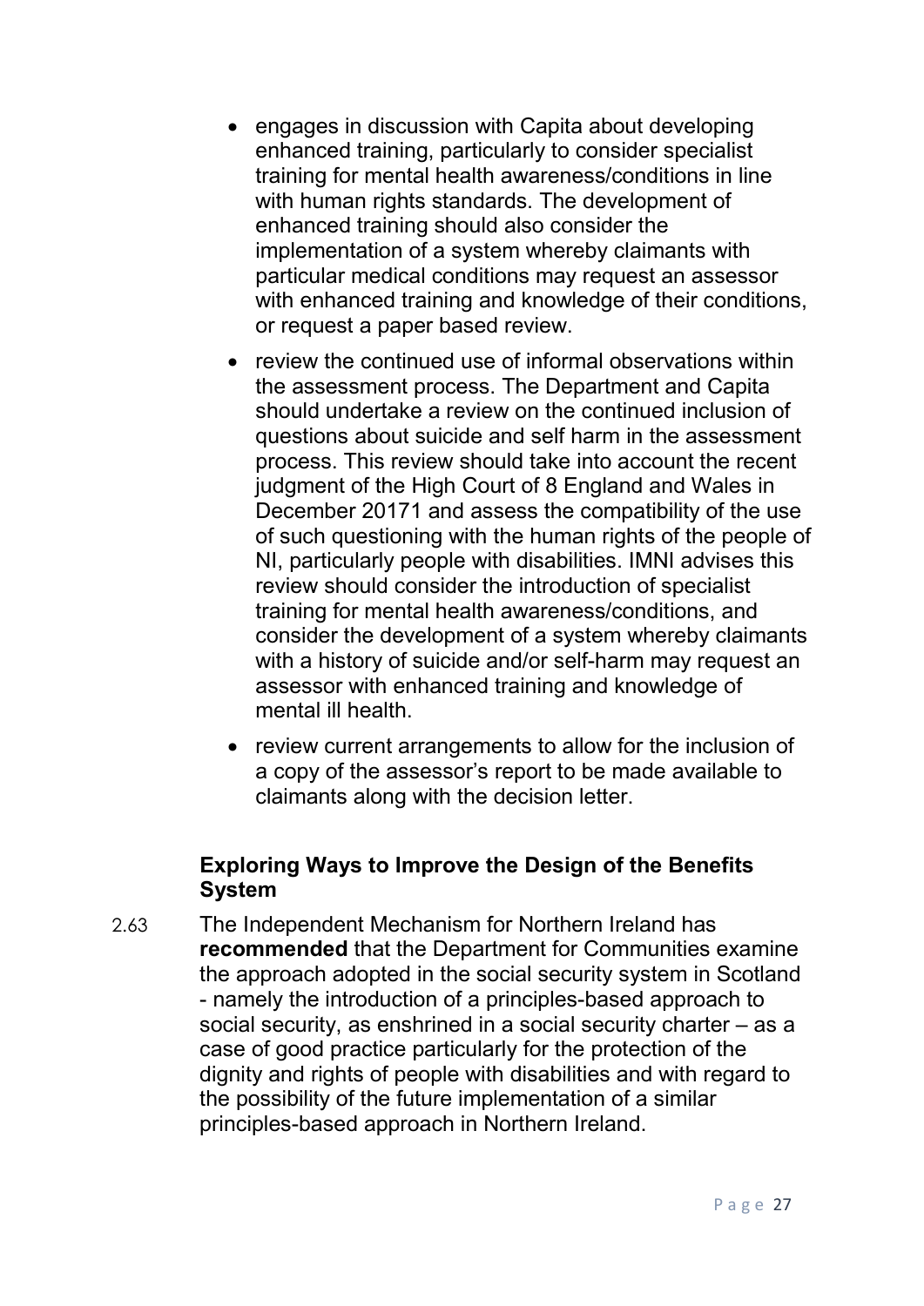- engages in discussion with Capita about developing enhanced training, particularly to consider specialist training for mental health awareness/conditions in line with human rights standards. The development of enhanced training should also consider the implementation of a system whereby claimants with particular medical conditions may request an assessor with enhanced training and knowledge of their conditions, or request a paper based review.
- review the continued use of informal observations within the assessment process. The Department and Capita should undertake a review on the continued inclusion of questions about suicide and self harm in the assessment process. This review should take into account the recent judgment of the High Court of 8 England and Wales in December 20171 and assess the compatibility of the use of such questioning with the human rights of the people of NI, particularly people with disabilities. IMNI advises this review should consider the introduction of specialist training for mental health awareness/conditions, and consider the development of a system whereby claimants with a history of suicide and/or self-harm may request an assessor with enhanced training and knowledge of mental ill health.
- review current arrangements to allow for the inclusion of a copy of the assessor's report to be made available to claimants along with the decision letter.

### Exploring Ways to Improve the Design of the Benefits System

2.63 The Independent Mechanism for Northern Ireland has **recommended** that the Department for Communities examine the approach adopted in the social security system in Scotland - namely the introduction of a principles-based approach to social security, as enshrined in a social security charter – as a case of good practice particularly for the protection of the dignity and rights of people with disabilities and with regard to the possibility of the future implementation of a similar principles-based approach in Northern Ireland.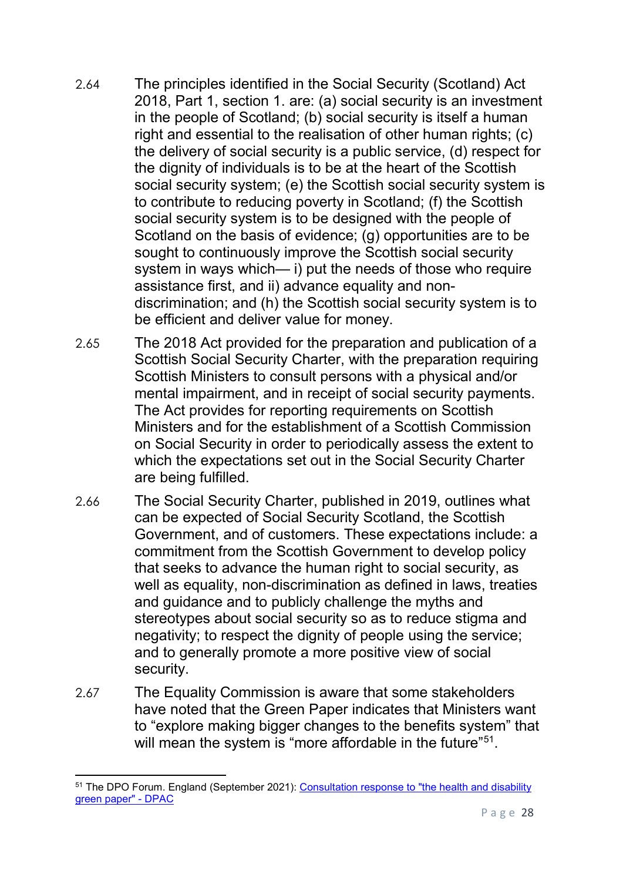2.64 The principles identified in the Social Security (Scotland) Act 2018, Part 1, section 1. are: (a) social security is an investment in the people of Scotland; (b) social security is itself a human right and essential to the realisation of other human rights; (c) the delivery of social security is a public service, (d) respect for the dignity of individuals is to be at the heart of the Scottish social security system; (e) the Scottish social security system is to contribute to reducing poverty in Scotland; (f) the Scottish social security system is to be designed with the people of Scotland on the basis of evidence; (g) opportunities are to be sought to continuously improve the Scottish social security system in ways which— i) put the needs of those who require assistance first, and ii) advance equality and non-discrimination; and (h) the Scottish social security system is to be efficient and deliver value for money.

2.65 The 2018 Act provided for the preparation and publication of a Scottish Social Security Charter, with the preparation requiring Scottish Ministers to consult persons with a physical and/or mental impairment, and in receipt of social security payments. The Act provides for reporting requirements on Scottish Ministers and for the establishment of a Scottish Commission on Social Security in order to periodically assess the extent to which the expectations set out in the Social Security Charter are being fulfilled.

2.66 The Social Security Charter, published in 2019, outlines what can be expected of Social Security Scotland, the Scottish Government, and of customers. These expectations include: a commitment from the Scottish Government to develop policy that seeks to advance the human right to social security, as well as equality, non-discrimination as defined in laws, treaties and guidance and to publicly challenge the myths and stereotypes about social security so as to reduce stigma and negativity; to respect the dignity of people using the service; and to generally promote a more positive view of social security.

2.67 The Equality Commission is aware that some stakeholders have noted that the Green Paper indicates that Ministers want to "explore making bigger changes to the benefits system" that will mean the system is "more affordable in the future"[51].

[51] The DPO Forum. England (September 2021): [Consultation response to "the health and disability green paper" - DPAC]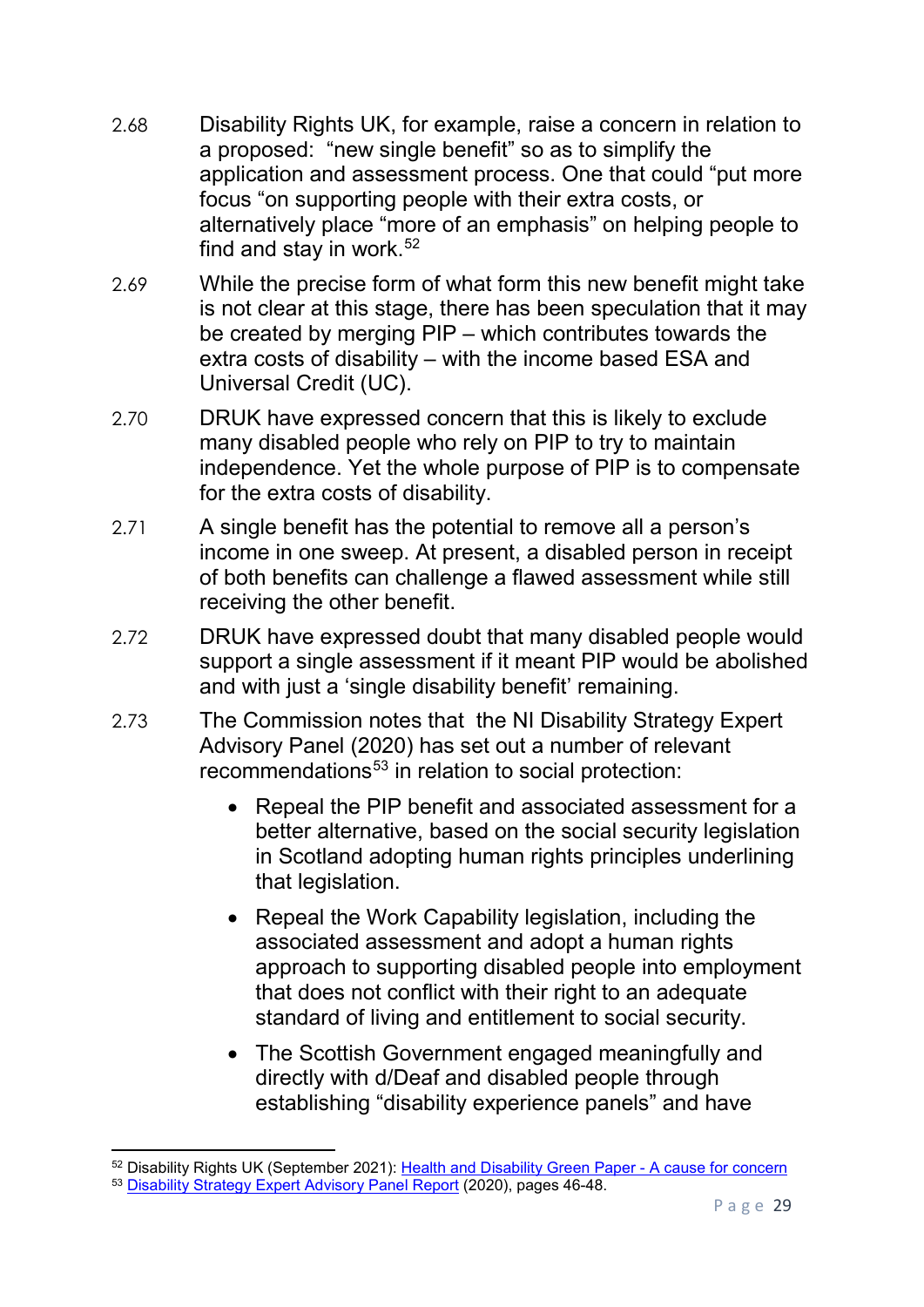2.68 Disability Rights UK, for example, raise a concern in relation to a proposed: "new single benefit" so as to simplify the application and assessment process. One that could "put more focus "on supporting people with their extra costs, or alternatively place "more of an emphasis" on helping people to find and stay in work.[52]

2.69 While the precise form of what form this new benefit might take is not clear at this stage, there has been speculation that it may be created by merging PIP – which contributes towards the extra costs of disability – with the income based ESA and Universal Credit (UC).

2.70 DRUK have expressed concern that this is likely to exclude many disabled people who rely on PIP to try to maintain independence. Yet the whole purpose of PIP is to compensate for the extra costs of disability.

2.71 A single benefit has the potential to remove all a person's income in one sweep. At present, a disabled person in receipt of both benefits can challenge a flawed assessment while still receiving the other benefit.

2.72 DRUK have expressed doubt that many disabled people would support a single assessment if it meant PIP would be abolished and with just a 'single disability benefit' remaining.

2.73 The Commission notes that the NI Disability Strategy Expert Advisory Panel (2020) has set out a number of relevant recommendations[53] in relation to social protection:

- Repeal the PIP benefit and associated assessment for a better alternative, based on the social security legislation in Scotland adopting human rights principles underlining that legislation.
- Repeal the Work Capability legislation, including the associated assessment and adopt a human rights approach to supporting disabled people into employment that does not conflict with their right to an adequate standard of living and entitlement to social security.
- The Scottish Government engaged meaningfully and directly with d/Deaf and disabled people through establishing "disability experience panels" and have

---

[52] Disability Rights UK (September 2021): Health and Disability Green Paper - A cause for concern

[53] Disability Strategy Expert Advisory Panel Report (2020), pages 46-48.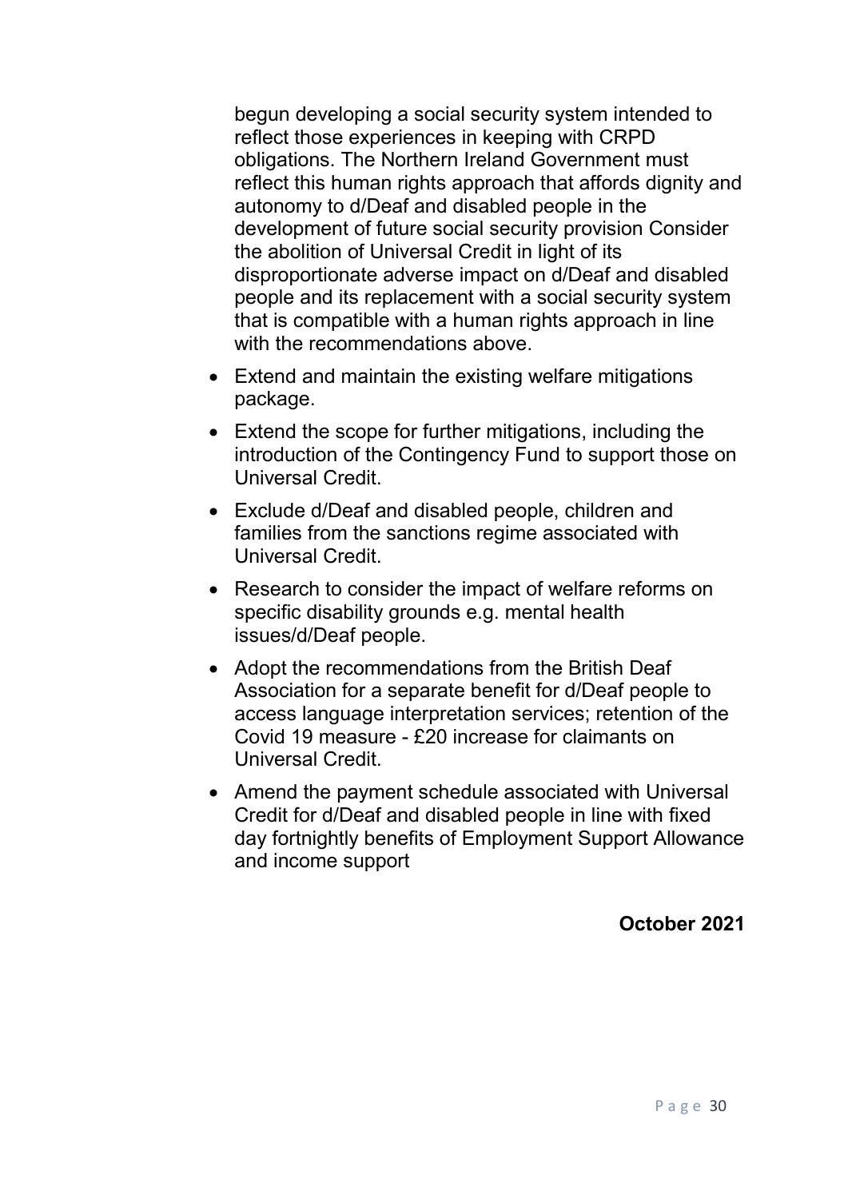begun developing a social security system intended to reflect those experiences in keeping with CRPD obligations. The Northern Ireland Government must reflect this human rights approach that affords dignity and autonomy to d/Deaf and disabled people in the development of future social security provision Consider the abolition of Universal Credit in light of its disproportionate adverse impact on d/Deaf and disabled people and its replacement with a social security system that is compatible with a human rights approach in line with the recommendations above.

- Extend and maintain the existing welfare mitigations package.
- Extend the scope for further mitigations, including the introduction of the Contingency Fund to support those on Universal Credit.
- Exclude d/Deaf and disabled people, children and families from the sanctions regime associated with Universal Credit.
- Research to consider the impact of welfare reforms on specific disability grounds e.g. mental health issues/d/Deaf people.
- Adopt the recommendations from the British Deaf Association for a separate benefit for d/Deaf people to access language interpretation services; retention of the Covid 19 measure - £20 increase for claimants on Universal Credit.
- Amend the payment schedule associated with Universal Credit for d/Deaf and disabled people in line with fixed day fortnightly benefits of Employment Support Allowance and income support

**October 2021**